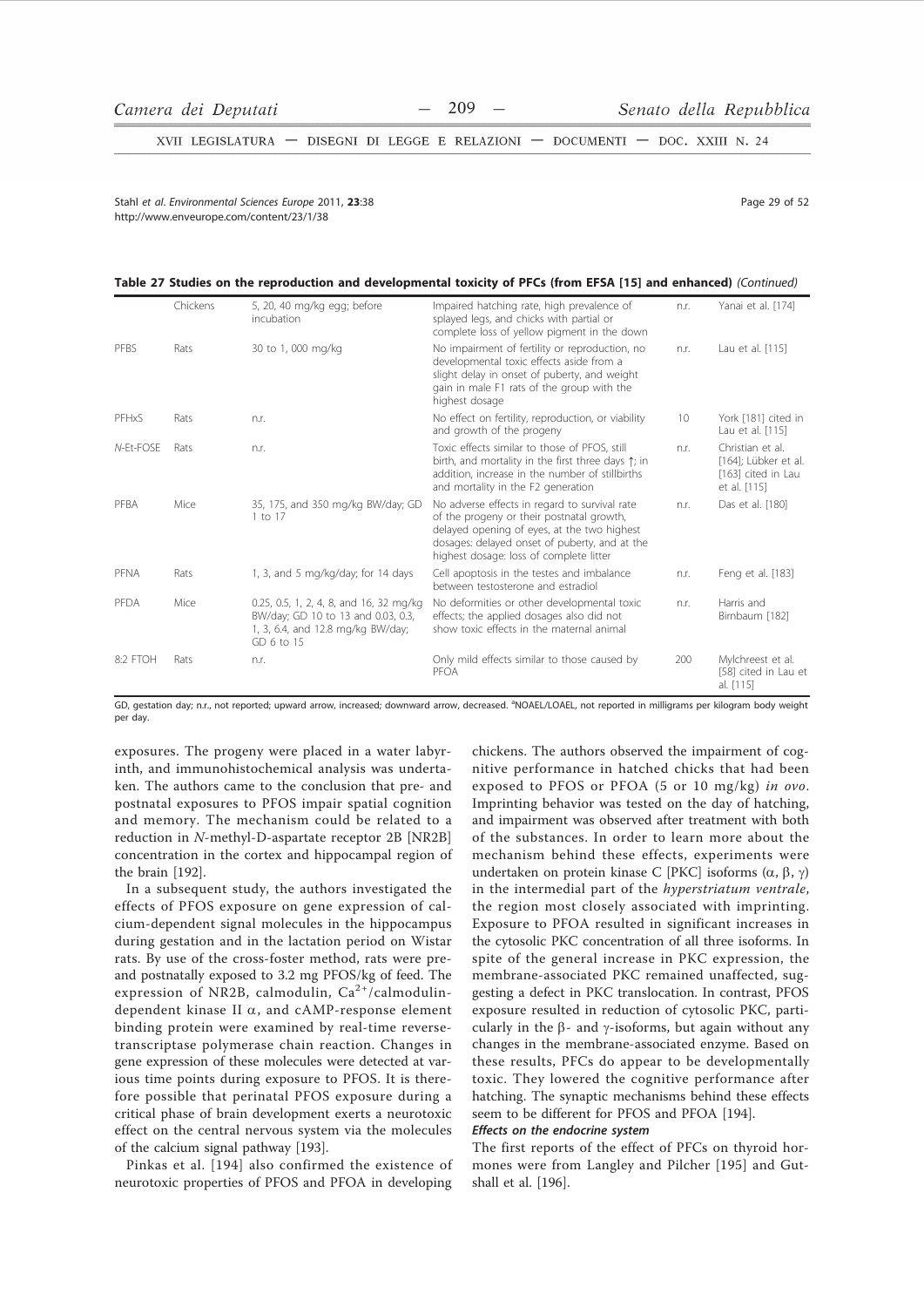**Table 27 Studies on the reproduction and developmental toxicity of PFCs (from EFSA [15] and enhanced)** *(Continued)*

| | | | | | |
|---|---|---|---|---|---|
| | Chickens | 5, 20, 40 mg/kg egg; before incubation | Impaired hatching rate, high prevalence of splayed legs, and chicks with partial or complete loss of yellow pigment in the down | n.r. | Yanai et al. [174] |
| PFBS | Rats | 30 to 1, 000 mg/kg | No impairment of fertility or reproduction, no developmental toxic effects aside from a slight delay in onset of puberty, and weight gain in male F1 rats of the group with the highest dosage | n.r. | Lau et al. [115] |
| PFHxS | Rats | n.r. | No effect on fertility, reproduction, or viability and growth of the progeny | 10 | York [181] cited in Lau et al. [115] |
| *N*-Et-FOSE | Rats | n.r. | Toxic effects similar to those of PFOS, still birth, and mortality in the first three days ↑; in addition, increase in the number of stillbirths and mortality in the F2 generation | n.r. | Christian et al. [164]; Lübker et al. [163] cited in Lau et al. [115] |
| PFBA | Mice | 35, 175, and 350 mg/kg BW/day; GD 1 to 17 | No adverse effects in regard to survival rate of the progeny or their postnatal growth, delayed opening of eyes, at the two highest dosages: delayed onset of puberty, and at the highest dosage: loss of complete litter | n.r. | Das et al. [180] |
| PFNA | Rats | 1, 3, and 5 mg/kg/day; for 14 days | Cell apoptosis in the testes and imbalance between testosterone and estradiol | n.r. | Feng et al. [183] |
| PFDA | Mice | 0.25, 0.5, 1, 2, 4, 8, and 16, 32 mg/kg BW/day; GD 10 to 13 and 0.03, 0.3, 1, 3, 6.4, and 12.8 mg/kg BW/day; GD 6 to 15 | No deformities or other developmental toxic effects; the applied dosages also did not show toxic effects in the maternal animal | n.r. | Harris and Birnbaum [182] |
| 8:2 FTOH | Rats | n.r. | Only mild effects similar to those caused by PFOA | 200 | Mylchreest et al. [58] cited in Lau et al. [115] |

GD, gestation day; n.r., not reported; upward arrow, increased; downward arrow, decreased. [a]NOAEL/LOAEL, not reported in milligrams per kilogram body weight per day.

exposures. The progeny were placed in a water labyrinth, and immunohistochemical analysis was undertaken. The authors came to the conclusion that pre- and postnatal exposures to PFOS impair spatial cognition and memory. The mechanism could be related to a reduction in *N*-methyl-D-aspartate receptor 2B [NR2B] concentration in the cortex and hippocampal region of the brain [192].

In a subsequent study, the authors investigated the effects of PFOS exposure on gene expression of calcium-dependent signal molecules in the hippocampus during gestation and in the lactation period on Wistar rats. By use of the cross-foster method, rats were pre- and postnatally exposed to 3.2 mg PFOS/kg of feed. The expression of NR2B, calmodulin, $Ca^{2+}$/calmodulin-dependent kinase II α, and cAMP-response element binding protein were examined by real-time reverse-transcriptase polymerase chain reaction. Changes in gene expression of these molecules were detected at various time points during exposure to PFOS. It is therefore possible that perinatal PFOS exposure during a critical phase of brain development exerts a neurotoxic effect on the central nervous system via the molecules of the calcium signal pathway [193].

Pinkas et al. [194] also confirmed the existence of neurotoxic properties of PFOS and PFOA in developing chickens. The authors observed the impairment of cognitive performance in hatched chicks that had been exposed to PFOS or PFOA (5 or 10 mg/kg) *in ovo*. Imprinting behavior was tested on the day of hatching, and impairment was observed after treatment with both of the substances. In order to learn more about the mechanism behind these effects, experiments were undertaken on protein kinase C [PKC] isoforms (α, β, γ) in the intermedial part of the *hyperstriatum ventrale*, the region most closely associated with imprinting. Exposure to PFOA resulted in significant increases in the cytosolic PKC concentration of all three isoforms. In spite of the general increase in PKC expression, the membrane-associated PKC remained unaffected, suggesting a defect in PKC translocation. In contrast, PFOS exposure resulted in reduction of cytosolic PKC, particularly in the β- and γ-isoforms, but again without any changes in the membrane-associated enzyme. Based on these results, PFCs do appear to be developmentally toxic. They lowered the cognitive performance after hatching. The synaptic mechanisms behind these effects seem to be different for PFOS and PFOA [194].

***Effects on the endocrine system***

The first reports of the effect of PFCs on thyroid hormones were from Langley and Pilcher [195] and Gutshall et al. [196].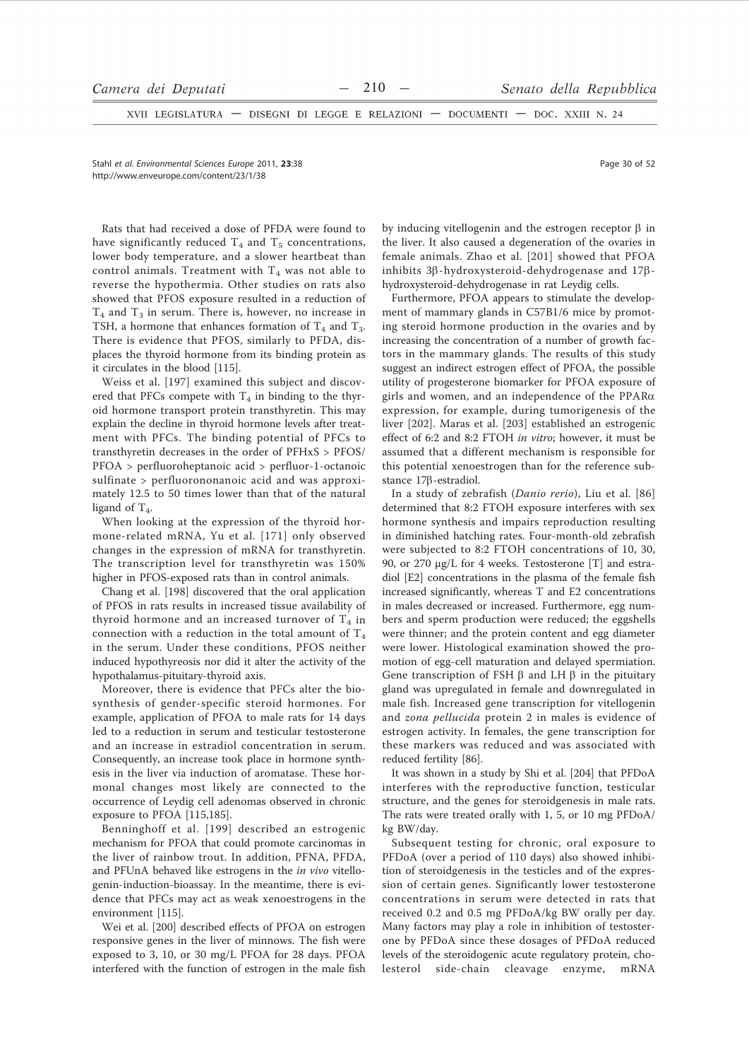Rats that had received a dose of PFDA were found to have significantly reduced $T_4$ and $T_5$ concentrations, lower body temperature, and a slower heartbeat than control animals. Treatment with $T_4$ was not able to reverse the hypothermia. Other studies on rats also showed that PFOS exposure resulted in a reduction of $T_4$ and $T_3$ in serum. There is, however, no increase in TSH, a hormone that enhances formation of $T_4$ and $T_3$. There is evidence that PFOS, similarly to PFDA, displaces the thyroid hormone from its binding protein as it circulates in the blood [115].

Weiss et al. [197] examined this subject and discovered that PFCs compete with $T_4$ in binding to the thyroid hormone transport protein transthyretin. This may explain the decline in thyroid hormone levels after treatment with PFCs. The binding potential of PFCs to transthyretin decreases in the order of PFHxS > PFOS/PFOA > perfluoroheptanoic acid > perfluor-1-octanoic sulfinate > perfluorononanoic acid and was approximately 12.5 to 50 times lower than that of the natural ligand of $T_4$.

When looking at the expression of the thyroid hormone-related mRNA, Yu et al. [171] only observed changes in the expression of mRNA for transthyretin. The transcription level for transthyretin was 150% higher in PFOS-exposed rats than in control animals.

Chang et al. [198] discovered that the oral application of PFOS in rats results in increased tissue availability of thyroid hormone and an increased turnover of $T_4$ in connection with a reduction in the total amount of $T_4$ in the serum. Under these conditions, PFOS neither induced hypothyreosis nor did it alter the activity of the hypothalamus-pituitary-thyroid axis.

Moreover, there is evidence that PFCs alter the biosynthesis of gender-specific steroid hormones. For example, application of PFOA to male rats for 14 days led to a reduction in serum and testicular testosterone and an increase in estradiol concentration in serum. Consequently, an increase took place in hormone synthesis in the liver via induction of aromatase. These hormonal changes most likely are connected to the occurrence of Leydig cell adenomas observed in chronic exposure to PFOA [115,185].

Benninghoff et al. [199] described an estrogenic mechanism for PFOA that could promote carcinomas in the liver of rainbow trout. In addition, PFNA, PFDA, and PFUnA behaved like estrogens in the *in vivo* vitellogenin-induction-bioassay. In the meantime, there is evidence that PFCs may act as weak xenoestrogens in the environment [115].

Wei et al. [200] described effects of PFOA on estrogen responsive genes in the liver of minnows. The fish were exposed to 3, 10, or 30 mg/L PFOA for 28 days. PFOA interfered with the function of estrogen in the male fish by inducing vitellogenin and the estrogen receptor β in the liver. It also caused a degeneration of the ovaries in female animals. Zhao et al. [201] showed that PFOA inhibits 3β-hydroxysteroid-dehydrogenase and 17β-hydroxysteroid-dehydrogenase in rat Leydig cells.

Furthermore, PFOA appears to stimulate the development of mammary glands in C57Bl/6 mice by promoting steroid hormone production in the ovaries and by increasing the concentration of a number of growth factors in the mammary glands. The results of this study suggest an indirect estrogen effect of PFOA, the possible utility of progesterone biomarker for PFOA exposure of girls and women, and an independence of the PPARα expression, for example, during tumorigenesis of the liver [202]. Maras et al. [203] established an estrogenic effect of 6:2 and 8:2 FTOH *in vitro*; however, it must be assumed that a different mechanism is responsible for this potential xenoestrogen than for the reference substance 17β-estradiol.

In a study of zebrafish (*Danio rerio*), Liu et al. [86] determined that 8:2 FTOH exposure interferes with sex hormone synthesis and impairs reproduction resulting in diminished hatching rates. Four-month-old zebrafish were subjected to 8:2 FTOH concentrations of 10, 30, 90, or 270 μg/L for 4 weeks. Testosterone [T] and estradiol [E2] concentrations in the plasma of the female fish increased significantly, whereas T and E2 concentrations in males decreased or increased. Furthermore, egg numbers and sperm production were reduced; the eggshells were thinner; and the protein content and egg diameter were lower. Histological examination showed the promotion of egg-cell maturation and delayed spermiation. Gene transcription of FSH β and LH β in the pituitary gland was upregulated in female and downregulated in male fish. Increased gene transcription for vitellogenin and *zona pellucida* protein 2 in males is evidence of estrogen activity. In females, the gene transcription for these markers was reduced and was associated with reduced fertility [86].

It was shown in a study by Shi et al. [204] that PFDoA interferes with the reproductive function, testicular structure, and the genes for steroidgenesis in male rats. The rats were treated orally with 1, 5, or 10 mg PFDoA/kg BW/day.

Subsequent testing for chronic, oral exposure to PFDoA (over a period of 110 days) also showed inhibition of steroidgenesis in the testicles and of the expression of certain genes. Significantly lower testosterone concentrations in serum were detected in rats that received 0.2 and 0.5 mg PFDoA/kg BW orally per day. Many factors may play a role in inhibition of testosterone by PFDoA since these dosages of PFDoA reduced levels of the steroidogenic acute regulatory protein, cholesterol side-chain cleavage enzyme, mRNA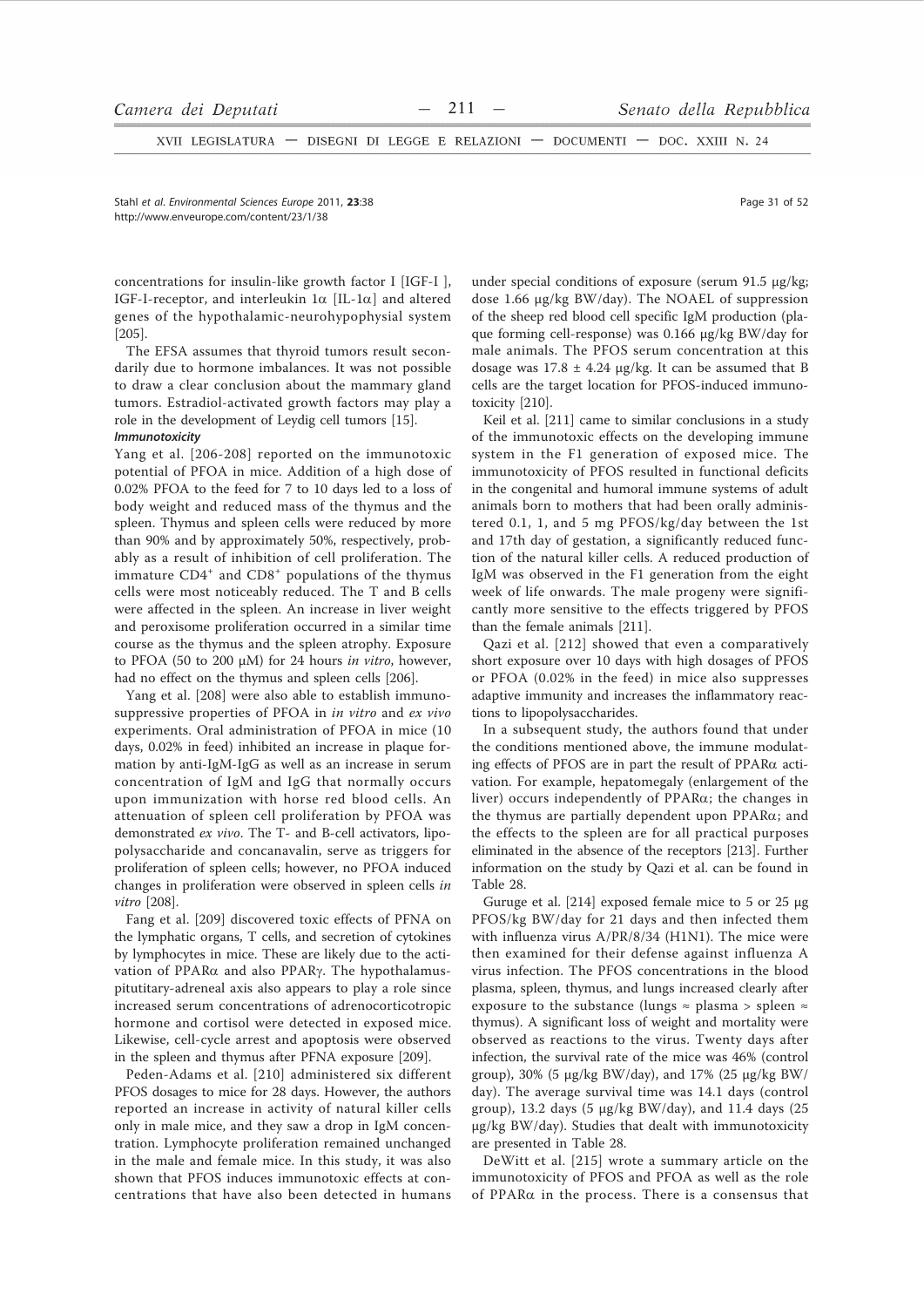concentrations for insulin-like growth factor I [IGF-I ], IGF-I-receptor, and interleukin 1α [IL-1α] and altered genes of the hypothalamic-neurohypophysial system [205].

The EFSA assumes that thyroid tumors result secondarily due to hormone imbalances. It was not possible to draw a clear conclusion about the mammary gland tumors. Estradiol-activated growth factors may play a role in the development of Leydig cell tumors [15].

***Immunotoxicity***

Yang et al. [206-208] reported on the immunotoxic potential of PFOA in mice. Addition of a high dose of 0.02% PFOA to the feed for 7 to 10 days led to a loss of body weight and reduced mass of the thymus and the spleen. Thymus and spleen cells were reduced by more than 90% and by approximately 50%, respectively, probably as a result of inhibition of cell proliferation. The immature $CD4^+$ and $CD8^+$ populations of the thymus cells were most noticeably reduced. The T and B cells were affected in the spleen. An increase in liver weight and peroxisome proliferation occurred in a similar time course as the thymus and the spleen atrophy. Exposure to PFOA (50 to 200 μM) for 24 hours *in vitro*, however, had no effect on the thymus and spleen cells [206].

Yang et al. [208] were also able to establish immunosuppressive properties of PFOA in *in vitro* and *ex vivo* experiments. Oral administration of PFOA in mice (10 days, 0.02% in feed) inhibited an increase in plaque formation by anti-IgM-IgG as well as an increase in serum concentration of IgM and IgG that normally occurs upon immunization with horse red blood cells. An attenuation of spleen cell proliferation by PFOA was demonstrated *ex vivo*. The T- and B-cell activators, lipopolysaccharide and concanavalin, serve as triggers for proliferation of spleen cells; however, no PFOA induced changes in proliferation were observed in spleen cells *in vitro* [208].

Fang et al. [209] discovered toxic effects of PFNA on the lymphatic organs, T cells, and secretion of cytokines by lymphocytes in mice. These are likely due to the activation of PPARα and also PPARγ. The hypothalamus-pitutitary-adreneal axis also appears to play a role since increased serum concentrations of adrenocorticotropic hormone and cortisol were detected in exposed mice. Likewise, cell-cycle arrest and apoptosis were observed in the spleen and thymus after PFNA exposure [209].

Peden-Adams et al. [210] administered six different PFOS dosages to mice for 28 days. However, the authors reported an increase in activity of natural killer cells only in male mice, and they saw a drop in IgM concentration. Lymphocyte proliferation remained unchanged in the male and female mice. In this study, it was also shown that PFOS induces immunotoxic effects at concentrations that have also been detected in humans under special conditions of exposure (serum 91.5 μg/kg; dose 1.66 μg/kg BW/day). The NOAEL of suppression of the sheep red blood cell specific IgM production (plaque forming cell-response) was 0.166 μg/kg BW/day for male animals. The PFOS serum concentration at this dosage was 17.8 ± 4.24 μg/kg. It can be assumed that B cells are the target location for PFOS-induced immunotoxicity [210].

Keil et al. [211] came to similar conclusions in a study of the immunotoxic effects on the developing immune system in the F1 generation of exposed mice. The immunotoxicity of PFOS resulted in functional deficits in the congenital and humoral immune systems of adult animals born to mothers that had been orally administered 0.1, 1, and 5 mg PFOS/kg/day between the 1st and 17th day of gestation, a significantly reduced function of the natural killer cells. A reduced production of IgM was observed in the F1 generation from the eight week of life onwards. The male progeny were significantly more sensitive to the effects triggered by PFOS than the female animals [211].

Qazi et al. [212] showed that even a comparatively short exposure over 10 days with high dosages of PFOS or PFOA (0.02% in the feed) in mice also suppresses adaptive immunity and increases the inflammatory reactions to lipopolysaccharides.

In a subsequent study, the authors found that under the conditions mentioned above, the immune modulating effects of PFOS are in part the result of PPARα activation. For example, hepatomegaly (enlargement of the liver) occurs independently of PPARα; the changes in the thymus are partially dependent upon PPARα; and the effects to the spleen are for all practical purposes eliminated in the absence of the receptors [213]. Further information on the study by Qazi et al. can be found in Table 28.

Guruge et al. [214] exposed female mice to 5 or 25 μg PFOS/kg BW/day for 21 days and then infected them with influenza virus A/PR/8/34 (H1N1). The mice were then examined for their defense against influenza A virus infection. The PFOS concentrations in the blood plasma, spleen, thymus, and lungs increased clearly after exposure to the substance (lungs ≈ plasma > spleen ≈ thymus). A significant loss of weight and mortality were observed as reactions to the virus. Twenty days after infection, the survival rate of the mice was 46% (control group), 30% (5 μg/kg BW/day), and 17% (25 μg/kg BW/day). The average survival time was 14.1 days (control group), 13.2 days (5 μg/kg BW/day), and 11.4 days (25 μg/kg BW/day). Studies that dealt with immunotoxicity are presented in Table 28.

DeWitt et al. [215] wrote a summary article on the immunotoxicity of PFOS and PFOA as well as the role of PPARα in the process. There is a consensus that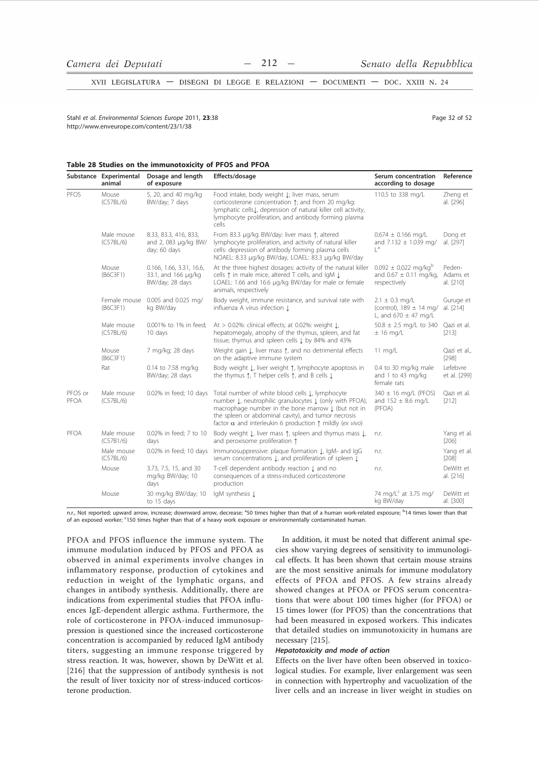**Table 28 Studies on the immunotoxicity of PFOS and PFOA**

| Substance | Experimental animal | Dosage and length of exposure | Effects/dosage | Serum concentration according to dosage | Reference |
|---|---|---|---|---|---|
| PFOS | Mouse (C57BL/6) | 5, 20, and 40 mg/kg BW/day; 7 days | Food intake, body weight ↓; liver mass, serum corticosterone concentration ↑; and from 20 mg/kg: lymphatic cells↓, depression of natural killer cell activity, lymphocyte proliferation, and antibody forming plasma cells | 110.5 to 338 mg/L | Zheng et al. [296] |
| | Male mouse (C57BL/6) | 8.33, 83.3, 416, 833, and 2, 083 μg/kg BW/ day; 60 days | From 83.3 μg/kg BW/day: liver mass ↑, altered lymphocyte proliferation, and activity of natural killer cells: depression of antibody forming plasma cells NOAEL: 8.33 μg/kg BW/day, LOAEL: 83.3 μg/kg BW/day | 0.674 ± 0.166 mg/L and 7.132 ± 1.039 mg/ L[a] | Dong et al. [297] |
| | Mouse (B6C3F1) | 0.166, 1.66, 3.31, 16.6, 33.1, and 166 μg/kg BW/day; 28 days | At the three highest dosages: activity of the natural killer cells ↑ in male mice, altered T cells, and IgM ↓ LOAEL: 1.66 and 16.6 μg/kg BW/day for male or female animals, respectively | 0.092 ± 0.022 mg/kg[b] and 0.67 ± 0.11 mg/kg, respectively | Peden-Adams et al. [210] |
| | Female mouse (B6C3F1) | 0.005 and 0.025 mg/ kg BW/day | Body weight, immune resistance, and survival rate with influenza A virus infection ↓ | 2.1 ± 0.3 mg/L (control), 189 ± 14 mg/ L, and 670 ± 47 mg/L | Guruge et al. [214] |
| | Male mouse (C57BL/6) | 0.001% to 1% in feed; 10 days | At > 0.02%: clinical effects; at 0.02%: weight ↓, hepatomegaly, atrophy of the thymus, spleen, and fat tissue, thymus and spleen cells ↓ by 84% and 43% | 50.8 ± 2.5 mg/L to 340 ± 16 mg/L | Qazi et al. [213] |
| | Mouse (B6C3F1) | 7 mg/kg; 28 days | Weight gain ↓, liver mass ↑, and no detrimental effects on the adaptive immune system | 11 mg/L | Qazi et al., [298] |
| | Rat | 0.14 to 7.58 mg/kg BW/day; 28 days | Body weight ↓, liver weight ↑, lymphocyte apoptosis in the thymus ↑, T helper cells ↑, and B cells ↓ | 0.4 to 30 mg/kg male and 1 to 43 mg/kg female rats | Lefebvre et al. [299] |
| PFOS or PFOA | Male mouse (C57BL/6) | 0.02% in feed; 10 days | Total number of white blood cells ↓, lymphocyte number ↓, neutrophilic granulocytes ↓ (only with PFOA), macrophage number in the bone marrow ↓ (but not in the spleen or abdominal cavity), and tumor necrosis factor α and interleukin 6 production ↑ mildly (*ex vivo*) | 340 ± 16 mg/L (PFOS) and 152 ± 8.6 mg/L (PFOA) | Qazi et al. [212] |
| PFOA | Male mouse (C57B1/6) | 0.02% in feed; 7 to 10 days | Body weight ↓, liver mass ↑, spleen and thymus mass ↓, and peroxisome proliferation ↑ | n.r. | Yang et al. [206] |
| | Male mouse (C57BL/6) | 0.02% in feed; 10 days | Immunosuppressive: plaque formation ↓, IgM- and IgG serum concentrations ↓, and proliferation of spleen ↓ | n.r. | Yang et al. [208] |
| | Mouse | 3.73, 7.5, 15, and 30 mg/kg BW/day; 10 days | T-cell dependent antibody reaction ↓ and no consequences of a stress-induced corticosterone production | n.r. | DeWitt et al. [216] |
| | Mouse | 30 mg/kg BW/day; 10 to 15 days | IgM synthesis ↓ | 74 mg/L[c] at 3.75 mg/ kg BW/day | DeWitt et al. [300] |

n.r., Not reported; upward arrow, increase; downward arrow, decrease; [a]50 times higher than that of a human work-related exposure; [b]14 times lower than that of an exposed worker; [c]150 times higher than that of a heavy work exposure or environmentally contaminated human.

PFOA and PFOS influence the immune system. The immune modulation induced by PFOS and PFOA as observed in animal experiments involve changes in inflammatory response, production of cytokines and reduction in weight of the lymphatic organs, and changes in antibody synthesis. Additionally, there are indications from experimental studies that PFOA influences IgE-dependent allergic asthma. Furthermore, the role of corticosterone in PFOA-induced immunosuppression is questioned since the increased corticosterone concentration is accompanied by reduced IgM antibody titers, suggesting an immune response triggered by stress reaction. It was, however, shown by DeWitt et al. [216] that the suppression of antibody synthesis is not the result of liver toxicity nor of stress-induced corticosterone production.

In addition, it must be noted that different animal species show varying degrees of sensitivity to immunological effects. It has been shown that certain mouse strains are the most sensitive animals for immune modulatory effects of PFOA and PFOS. A few strains already showed changes at PFOA or PFOS serum concentrations that were about 100 times higher (for PFOA) or 15 times lower (for PFOS) than the concentrations that had been measured in exposed workers. This indicates that detailed studies on immunotoxicity in humans are necessary [215].

#### *Hepatotoxicity and mode of action*

Effects on the liver have often been observed in toxicological studies. For example, liver enlargement was seen in connection with hypertrophy and vacuolization of the liver cells and an increase in liver weight in studies on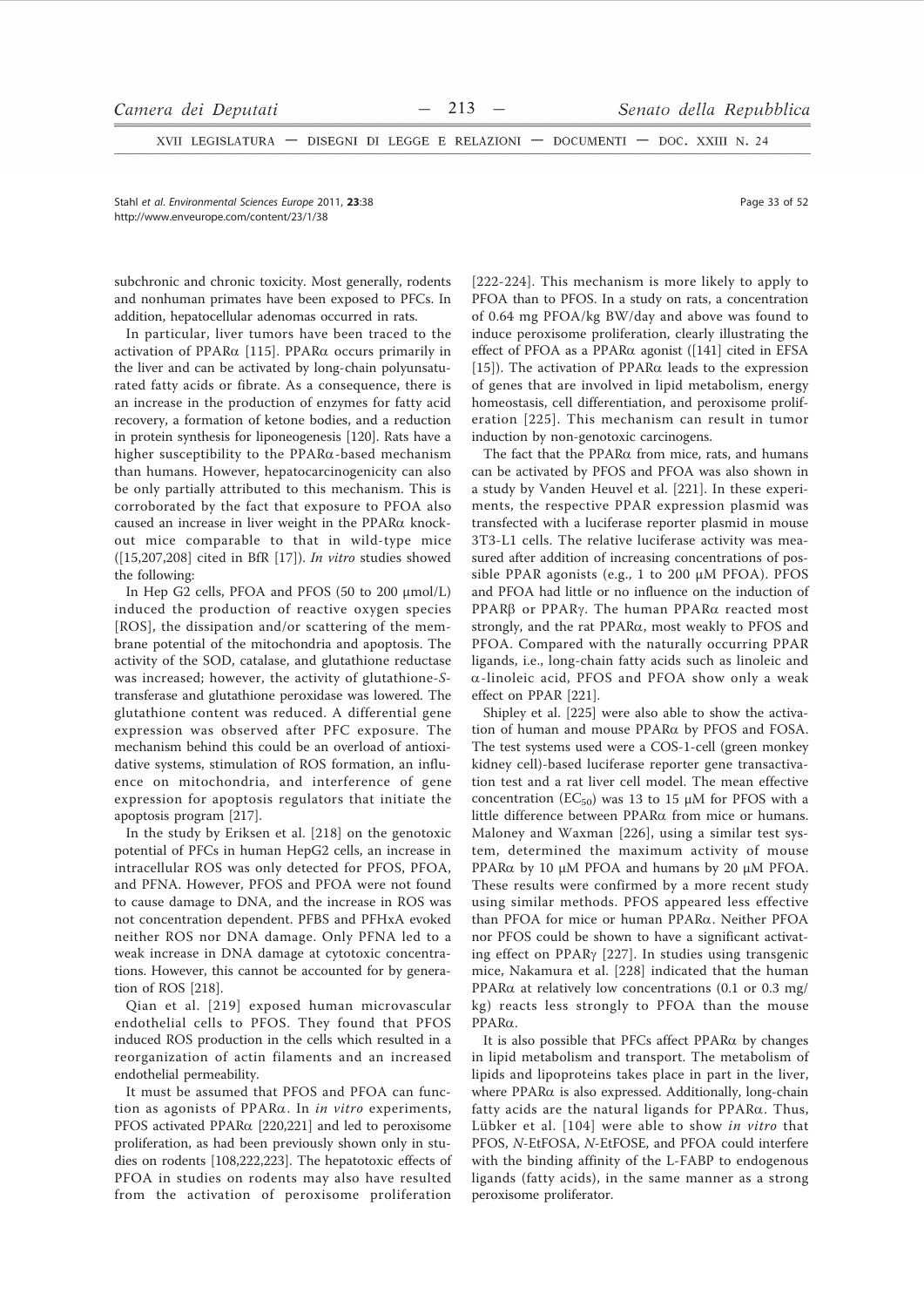subchronic and chronic toxicity. Most generally, rodents and nonhuman primates have been exposed to PFCs. In addition, hepatocellular adenomas occurred in rats.

In particular, liver tumors have been traced to the activation of PPARα [115]. PPARα occurs primarily in the liver and can be activated by long-chain polyunsaturated fatty acids or fibrate. As a consequence, there is an increase in the production of enzymes for fatty acid recovery, a formation of ketone bodies, and a reduction in protein synthesis for liponeogenesis [120]. Rats have a higher susceptibility to the PPARα-based mechanism than humans. However, hepatocarcinogenicity can also be only partially attributed to this mechanism. This is corroborated by the fact that exposure to PFOA also caused an increase in liver weight in the PPARα knockout mice comparable to that in wild-type mice ([15,207,208] cited in BfR [17]). *In vitro* studies showed the following:

In Hep G2 cells, PFOA and PFOS (50 to 200 μmol/L) induced the production of reactive oxygen species [ROS], the dissipation and/or scattering of the membrane potential of the mitochondria and apoptosis. The activity of the SOD, catalase, and glutathione reductase was increased; however, the activity of glutathione-*S*-transferase and glutathione peroxidase was lowered. The glutathione content was reduced. A differential gene expression was observed after PFC exposure. The mechanism behind this could be an overload of antioxidative systems, stimulation of ROS formation, an influence on mitochondria, and interference of gene expression for apoptosis regulators that initiate the apoptosis program [217].

In the study by Eriksen et al. [218] on the genotoxic potential of PFCs in human HepG2 cells, an increase in intracellular ROS was only detected for PFOS, PFOA, and PFNA. However, PFOS and PFOA were not found to cause damage to DNA, and the increase in ROS was not concentration dependent. PFBS and PFHxA evoked neither ROS nor DNA damage. Only PFNA led to a weak increase in DNA damage at cytotoxic concentrations. However, this cannot be accounted for by generation of ROS [218].

Qian et al. [219] exposed human microvascular endothelial cells to PFOS. They found that PFOS induced ROS production in the cells which resulted in a reorganization of actin filaments and an increased endothelial permeability.

It must be assumed that PFOS and PFOA can function as agonists of PPARα. In *in vitro* experiments, PFOS activated PPARα [220,221] and led to peroxisome proliferation, as had been previously shown only in studies on rodents [108,222,223]. The hepatotoxic effects of PFOA in studies on rodents may also have resulted from the activation of peroxisome proliferation [222-224]. This mechanism is more likely to apply to PFOA than to PFOS. In a study on rats, a concentration of 0.64 mg PFOA/kg BW/day and above was found to induce peroxisome proliferation, clearly illustrating the effect of PFOA as a PPARα agonist ([141] cited in EFSA [15]). The activation of PPARα leads to the expression of genes that are involved in lipid metabolism, energy homeostasis, cell differentiation, and peroxisome proliferation [225]. This mechanism can result in tumor induction by non-genotoxic carcinogens.

The fact that the PPARα from mice, rats, and humans can be activated by PFOS and PFOA was also shown in a study by Vanden Heuvel et al. [221]. In these experiments, the respective PPAR expression plasmid was transfected with a luciferase reporter plasmid in mouse 3T3-L1 cells. The relative luciferase activity was measured after addition of increasing concentrations of possible PPAR agonists (e.g., 1 to 200 μM PFOA). PFOS and PFOA had little or no influence on the induction of PPARβ or PPARγ. The human PPARα reacted most strongly, and the rat PPARα, most weakly to PFOS and PFOA. Compared with the naturally occurring PPAR ligands, i.e., long-chain fatty acids such as linoleic and α-linoleic acid, PFOS and PFOA show only a weak effect on PPAR [221].

Shipley et al. [225] were also able to show the activation of human and mouse PPARα by PFOS and FOSA. The test systems used were a COS-1-cell (green monkey kidney cell)-based luciferase reporter gene transactivation test and a rat liver cell model. The mean effective concentration ($EC_{50}$) was 13 to 15 μM for PFOS with a little difference between PPARα from mice or humans. Maloney and Waxman [226], using a similar test system, determined the maximum activity of mouse PPARα by 10 μM PFOA and humans by 20 μM PFOA. These results were confirmed by a more recent study using similar methods. PFOS appeared less effective than PFOA for mice or human PPARα. Neither PFOA nor PFOS could be shown to have a significant activating effect on PPARγ [227]. In studies using transgenic mice, Nakamura et al. [228] indicated that the human PPARα at relatively low concentrations (0.1 or 0.3 mg/kg) reacts less strongly to PFOA than the mouse PPARα.

It is also possible that PFCs affect PPARα by changes in lipid metabolism and transport. The metabolism of lipids and lipoproteins takes place in part in the liver, where PPARα is also expressed. Additionally, long-chain fatty acids are the natural ligands for PPARα. Thus, Lübker et al. [104] were able to show *in vitro* that PFOS, *N*-EtFOSA, *N*-EtFOSE, and PFOA could interfere with the binding affinity of the L-FABP to endogenous ligands (fatty acids), in the same manner as a strong peroxisome proliferator.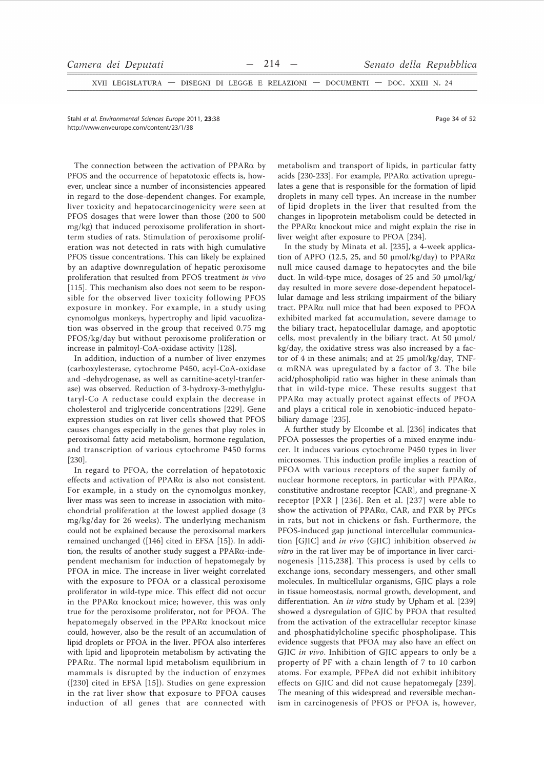The connection between the activation of PPARα by PFOS and the occurrence of hepatotoxic effects is, however, unclear since a number of inconsistencies appeared in regard to the dose-dependent changes. For example, liver toxicity and hepatocarcinogenicity were seen at PFOS dosages that were lower than those (200 to 500 mg/kg) that induced peroxisome proliferation in short-term studies of rats. Stimulation of peroxisome proliferation was not detected in rats with high cumulative PFOS tissue concentrations. This can likely be explained by an adaptive downregulation of hepatic peroxisome proliferation that resulted from PFOS treatment *in vivo* [115]. This mechanism also does not seem to be responsible for the observed liver toxicity following PFOS exposure in monkey. For example, in a study using cynomolgus monkeys, hypertrophy and lipid vacuolization was observed in the group that received 0.75 mg PFOS/kg/day but without peroxisome proliferation or increase in palmitoyl-CoA-oxidase activity [128].

In addition, induction of a number of liver enzymes (carboxylesterase, cytochrome P450, acyl-CoA-oxidase and -dehydrogenase, as well as carnitine-acetyl-tranferase) was observed. Reduction of 3-hydroxy-3-methylglutaryl-Co A reductase could explain the decrease in cholesterol and triglyceride concentrations [229]. Gene expression studies on rat liver cells showed that PFOS causes changes especially in the genes that play roles in peroxisomal fatty acid metabolism, hormone regulation, and transcription of various cytochrome P450 forms [230].

In regard to PFOA, the correlation of hepatotoxic effects and activation of PPARα is also not consistent. For example, in a study on the cynomolgus monkey, liver mass was seen to increase in association with mitochondrial proliferation at the lowest applied dosage (3 mg/kg/day for 26 weeks). The underlying mechanism could not be explained because the peroxisomal markers remained unchanged ([146] cited in EFSA [15]). In addition, the results of another study suggest a PPARα-independent mechanism for induction of hepatomegaly by PFOA in mice. The increase in liver weight correlated with the exposure to PFOA or a classical peroxisome proliferator in wild-type mice. This effect did not occur in the PPARα knockout mice; however, this was only true for the peroxisome proliferator, not for PFOA. The hepatomegaly observed in the PPARα knockout mice could, however, also be the result of an accumulation of lipid droplets or PFOA in the liver. PFOA also interferes with lipid and lipoprotein metabolism by activating the PPARα. The normal lipid metabolism equilibrium in mammals is disrupted by the induction of enzymes ([230] cited in EFSA [15]). Studies on gene expression in the rat liver show that exposure to PFOA causes induction of all genes that are connected with metabolism and transport of lipids, in particular fatty acids [230-233]. For example, PPARα activation upregulates a gene that is responsible for the formation of lipid droplets in many cell types. An increase in the number of lipid droplets in the liver that resulted from the changes in lipoprotein metabolism could be detected in the PPARα knockout mice and might explain the rise in liver weight after exposure to PFOA [234].

In the study by Minata et al. [235], a 4-week application of APFO (12.5, 25, and 50 μmol/kg/day) to PPARα null mice caused damage to hepatocytes and the bile duct. In wild-type mice, dosages of 25 and 50 μmol/kg/day resulted in more severe dose-dependent hepatocellular damage and less striking impairment of the biliary tract. PPARα null mice that had been exposed to PFOA exhibited marked fat accumulation, severe damage to the biliary tract, hepatocellular damage, and apoptotic cells, most prevalently in the biliary tract. At 50 μmol/kg/day, the oxidative stress was also increased by a factor of 4 in these animals; and at 25 μmol/kg/day, TNF-α mRNA was upregulated by a factor of 3. The bile acid/phospholipid ratio was higher in these animals than that in wild-type mice. These results suggest that PPARα may actually protect against effects of PFOA and plays a critical role in xenobiotic-induced hepatobiliary damage [235].

A further study by Elcombe et al. [236] indicates that PFOA possesses the properties of a mixed enzyme inducer. It induces various cytochrome P450 types in liver microsomes. This induction profile implies a reaction of PFOA with various receptors of the super family of nuclear hormone receptors, in particular with PPARα, constitutive androstane receptor [CAR], and pregnane-X receptor [PXR ] [236]. Ren et al. [237] were able to show the activation of PPARα, CAR, and PXR by PFCs in rats, but not in chickens or fish. Furthermore, the PFOS-induced gap junctional intercellular communication [GJIC] and *in vivo* (GJIC) inhibition observed *in vitro* in the rat liver may be of importance in liver carcinogenesis [115,238]. This process is used by cells to exchange ions, secondary messengers, and other small molecules. In multicellular organisms, GJIC plays a role in tissue homeostasis, normal growth, development, and differentiation. An *in vitro* study by Upham et al. [239] showed a dysregulation of GJIC by PFOA that resulted from the activation of the extracellular receptor kinase and phosphatidylcholine specific phospholipase. This evidence suggests that PFOA may also have an effect on GJIC *in vivo*. Inhibition of GJIC appears to only be a property of PF with a chain length of 7 to 10 carbon atoms. For example, PFPeA did not exhibit inhibitory effects on GJIC and did not cause hepatomegaly [239]. The meaning of this widespread and reversible mechanism in carcinogenesis of PFOS or PFOA is, however,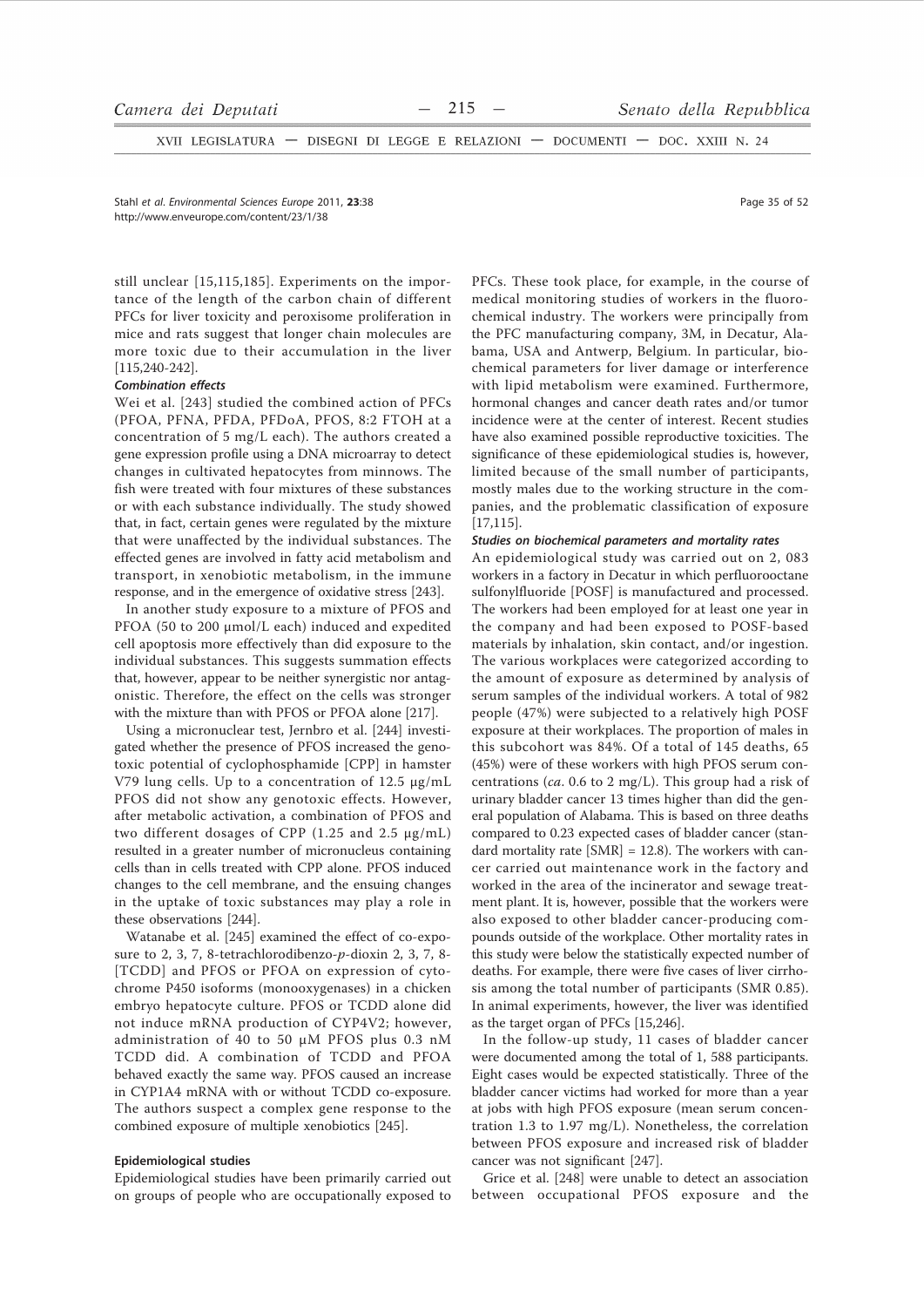still unclear [15,115,185]. Experiments on the importance of the length of the carbon chain of different PFCs for liver toxicity and peroxisome proliferation in mice and rats suggest that longer chain molecules are more toxic due to their accumulation in the liver [115,240-242].

#### *Combination effects*

Wei et al. [243] studied the combined action of PFCs (PFOA, PFNA, PFDA, PFDoA, PFOS, 8:2 FTOH at a concentration of 5 mg/L each). The authors created a gene expression profile using a DNA microarray to detect changes in cultivated hepatocytes from minnows. The fish were treated with four mixtures of these substances or with each substance individually. The study showed that, in fact, certain genes were regulated by the mixture that were unaffected by the individual substances. The effected genes are involved in fatty acid metabolism and transport, in xenobiotic metabolism, in the immune response, and in the emergence of oxidative stress [243].

In another study exposure to a mixture of PFOS and PFOA (50 to 200 μmol/L each) induced and expedited cell apoptosis more effectively than did exposure to the individual substances. This suggests summation effects that, however, appear to be neither synergistic nor antagonistic. Therefore, the effect on the cells was stronger with the mixture than with PFOS or PFOA alone [217].

Using a micronuclear test, Jernbro et al. [244] investigated whether the presence of PFOS increased the genotoxic potential of cyclophosphamide [CPP] in hamster V79 lung cells. Up to a concentration of 12.5 μg/mL PFOS did not show any genotoxic effects. However, after metabolic activation, a combination of PFOS and two different dosages of CPP (1.25 and 2.5 μg/mL) resulted in a greater number of micronucleus containing cells than in cells treated with CPP alone. PFOS induced changes to the cell membrane, and the ensuing changes in the uptake of toxic substances may play a role in these observations [244].

Watanabe et al. [245] examined the effect of co-exposure to 2, 3, 7, 8-tetrachlorodibenzo-*p*-dioxin 2, 3, 7, 8-[TCDD] and PFOS or PFOA on expression of cytochrome P450 isoforms (monooxygenases) in a chicken embryo hepatocyte culture. PFOS or TCDD alone did not induce mRNA production of CYP4V2; however, administration of 40 to 50 μM PFOS plus 0.3 nM TCDD did. A combination of TCDD and PFOA behaved exactly the same way. PFOS caused an increase in CYP1A4 mRNA with or without TCDD co-exposure. The authors suspect a complex gene response to the combined exposure of multiple xenobiotics [245].

### Epidemiological studies

Epidemiological studies have been primarily carried out on groups of people who are occupationally exposed to PFCs. These took place, for example, in the course of medical monitoring studies of workers in the fluorochemical industry. The workers were principally from the PFC manufacturing company, 3M, in Decatur, Alabama, USA and Antwerp, Belgium. In particular, biochemical parameters for liver damage or interference with lipid metabolism were examined. Furthermore, hormonal changes and cancer death rates and/or tumor incidence were at the center of interest. Recent studies have also examined possible reproductive toxicities. The significance of these epidemiological studies is, however, limited because of the small number of participants, mostly males due to the working structure in the companies, and the problematic classification of exposure [17,115].

#### *Studies on biochemical parameters and mortality rates*

An epidemiological study was carried out on 2, 083 workers in a factory in Decatur in which perfluorooctane sulfonylfluoride [POSF] is manufactured and processed. The workers had been employed for at least one year in the company and had been exposed to POSF-based materials by inhalation, skin contact, and/or ingestion. The various workplaces were categorized according to the amount of exposure as determined by analysis of serum samples of the individual workers. A total of 982 people (47%) were subjected to a relatively high POSF exposure at their workplaces. The proportion of males in this subcohort was 84%. Of a total of 145 deaths, 65 (45%) were of these workers with high PFOS serum concentrations (*ca*. 0.6 to 2 mg/L). This group had a risk of urinary bladder cancer 13 times higher than did the general population of Alabama. This is based on three deaths compared to 0.23 expected cases of bladder cancer (standard mortality rate [SMR] = 12.8). The workers with cancer carried out maintenance work in the factory and worked in the area of the incinerator and sewage treatment plant. It is, however, possible that the workers were also exposed to other bladder cancer-producing compounds outside of the workplace. Other mortality rates in this study were below the statistically expected number of deaths. For example, there were five cases of liver cirrhosis among the total number of participants (SMR 0.85). In animal experiments, however, the liver was identified as the target organ of PFCs [15,246].

In the follow-up study, 11 cases of bladder cancer were documented among the total of 1, 588 participants. Eight cases would be expected statistically. Three of the bladder cancer victims had worked for more than a year at jobs with high PFOS exposure (mean serum concentration 1.3 to 1.97 mg/L). Nonetheless, the correlation between PFOS exposure and increased risk of bladder cancer was not significant [247].

Grice et al. [248] were unable to detect an association between occupational PFOS exposure and the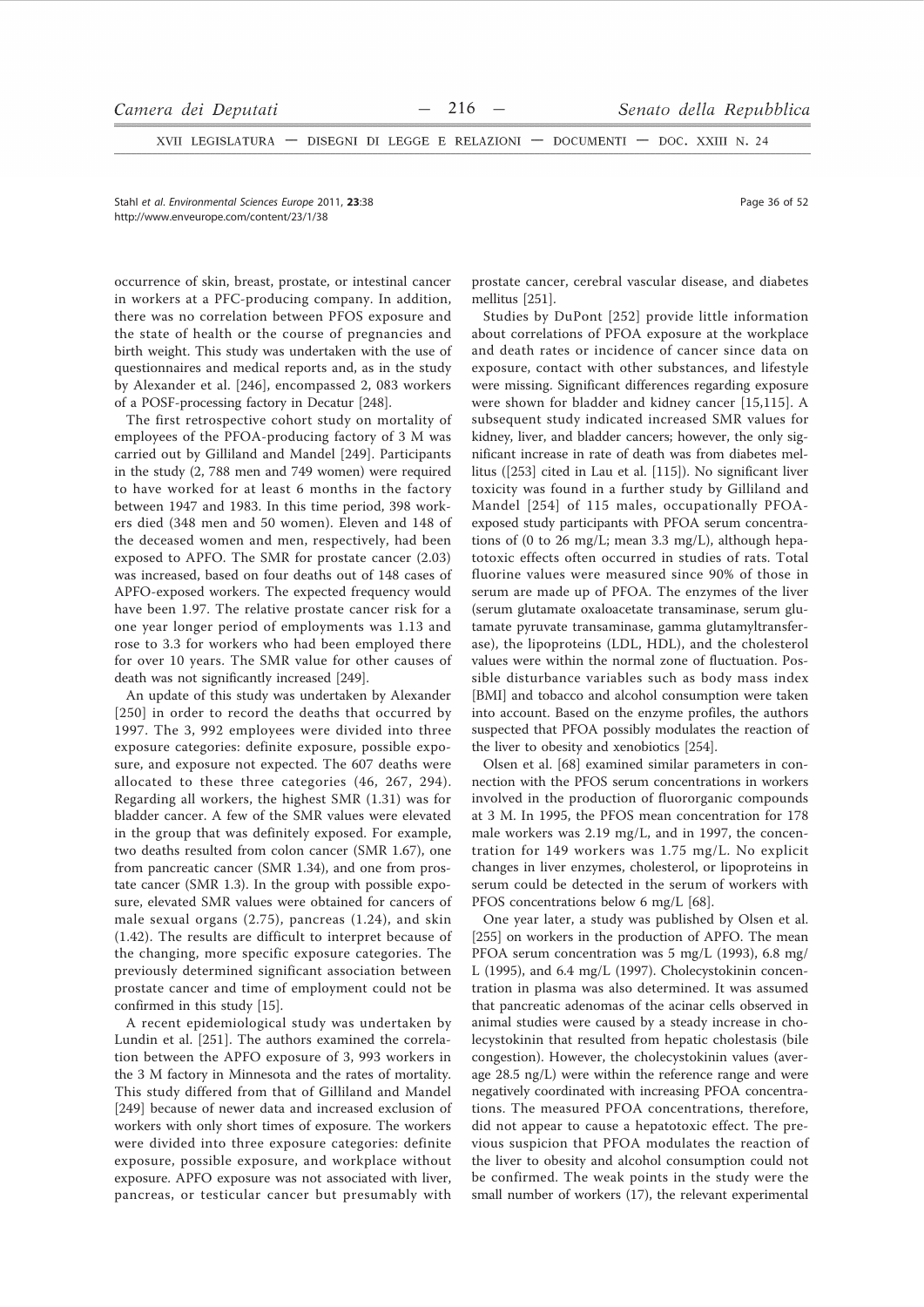occurrence of skin, breast, prostate, or intestinal cancer in workers at a PFC-producing company. In addition, there was no correlation between PFOS exposure and the state of health or the course of pregnancies and birth weight. This study was undertaken with the use of questionnaires and medical reports and, as in the study by Alexander et al. [246], encompassed 2, 083 workers of a POSF-processing factory in Decatur [248].

The first retrospective cohort study on mortality of employees of the PFOA-producing factory of 3 M was carried out by Gilliland and Mandel [249]. Participants in the study (2, 788 men and 749 women) were required to have worked for at least 6 months in the factory between 1947 and 1983. In this time period, 398 workers died (348 men and 50 women). Eleven and 148 of the deceased women and men, respectively, had been exposed to APFO. The SMR for prostate cancer (2.03) was increased, based on four deaths out of 148 cases of APFO-exposed workers. The expected frequency would have been 1.97. The relative prostate cancer risk for a one year longer period of employments was 1.13 and rose to 3.3 for workers who had been employed there for over 10 years. The SMR value for other causes of death was not significantly increased [249].

An update of this study was undertaken by Alexander [250] in order to record the deaths that occurred by 1997. The 3, 992 employees were divided into three exposure categories: definite exposure, possible exposure, and exposure not expected. The 607 deaths were allocated to these three categories (46, 267, 294). Regarding all workers, the highest SMR (1.31) was for bladder cancer. A few of the SMR values were elevated in the group that was definitely exposed. For example, two deaths resulted from colon cancer (SMR 1.67), one from pancreatic cancer (SMR 1.34), and one from prostate cancer (SMR 1.3). In the group with possible exposure, elevated SMR values were obtained for cancers of male sexual organs (2.75), pancreas (1.24), and skin (1.42). The results are difficult to interpret because of the changing, more specific exposure categories. The previously determined significant association between prostate cancer and time of employment could not be confirmed in this study [15].

A recent epidemiological study was undertaken by Lundin et al. [251]. The authors examined the correlation between the APFO exposure of 3, 993 workers in the 3 M factory in Minnesota and the rates of mortality. This study differed from that of Gilliland and Mandel [249] because of newer data and increased exclusion of workers with only short times of exposure. The workers were divided into three exposure categories: definite exposure, possible exposure, and workplace without exposure. APFO exposure was not associated with liver, pancreas, or testicular cancer but presumably with prostate cancer, cerebral vascular disease, and diabetes mellitus [251].

Studies by DuPont [252] provide little information about correlations of PFOA exposure at the workplace and death rates or incidence of cancer since data on exposure, contact with other substances, and lifestyle were missing. Significant differences regarding exposure were shown for bladder and kidney cancer [15,115]. A subsequent study indicated increased SMR values for kidney, liver, and bladder cancers; however, the only significant increase in rate of death was from diabetes mellitus ([253] cited in Lau et al. [115]). No significant liver toxicity was found in a further study by Gilliland and Mandel [254] of 115 males, occupationally PFOA-exposed study participants with PFOA serum concentrations of (0 to 26 mg/L; mean 3.3 mg/L), although hepatotoxic effects often occurred in studies of rats. Total fluorine values were measured since 90% of those in serum are made up of PFOA. The enzymes of the liver (serum glutamate oxaloacetate transaminase, serum glutamate pyruvate transaminase, gamma glutamyltransferase), the lipoproteins (LDL, HDL), and the cholesterol values were within the normal zone of fluctuation. Possible disturbance variables such as body mass index [BMI] and tobacco and alcohol consumption were taken into account. Based on the enzyme profiles, the authors suspected that PFOA possibly modulates the reaction of the liver to obesity and xenobiotics [254].

Olsen et al. [68] examined similar parameters in connection with the PFOS serum concentrations in workers involved in the production of fluororganic compounds at 3 M. In 1995, the PFOS mean concentration for 178 male workers was 2.19 mg/L, and in 1997, the concentration for 149 workers was 1.75 mg/L. No explicit changes in liver enzymes, cholesterol, or lipoproteins in serum could be detected in the serum of workers with PFOS concentrations below 6 mg/L [68].

One year later, a study was published by Olsen et al. [255] on workers in the production of APFO. The mean PFOA serum concentration was 5 mg/L (1993), 6.8 mg/L (1995), and 6.4 mg/L (1997). Cholecystokinin concentration in plasma was also determined. It was assumed that pancreatic adenomas of the acinar cells observed in animal studies were caused by a steady increase in cholecystokinin that resulted from hepatic cholestasis (bile congestion). However, the cholecystokinin values (average 28.5 ng/L) were within the reference range and were negatively coordinated with increasing PFOA concentrations. The measured PFOA concentrations, therefore, did not appear to cause a hepatotoxic effect. The previous suspicion that PFOA modulates the reaction of the liver to obesity and alcohol consumption could not be confirmed. The weak points in the study were the small number of workers (17), the relevant experimental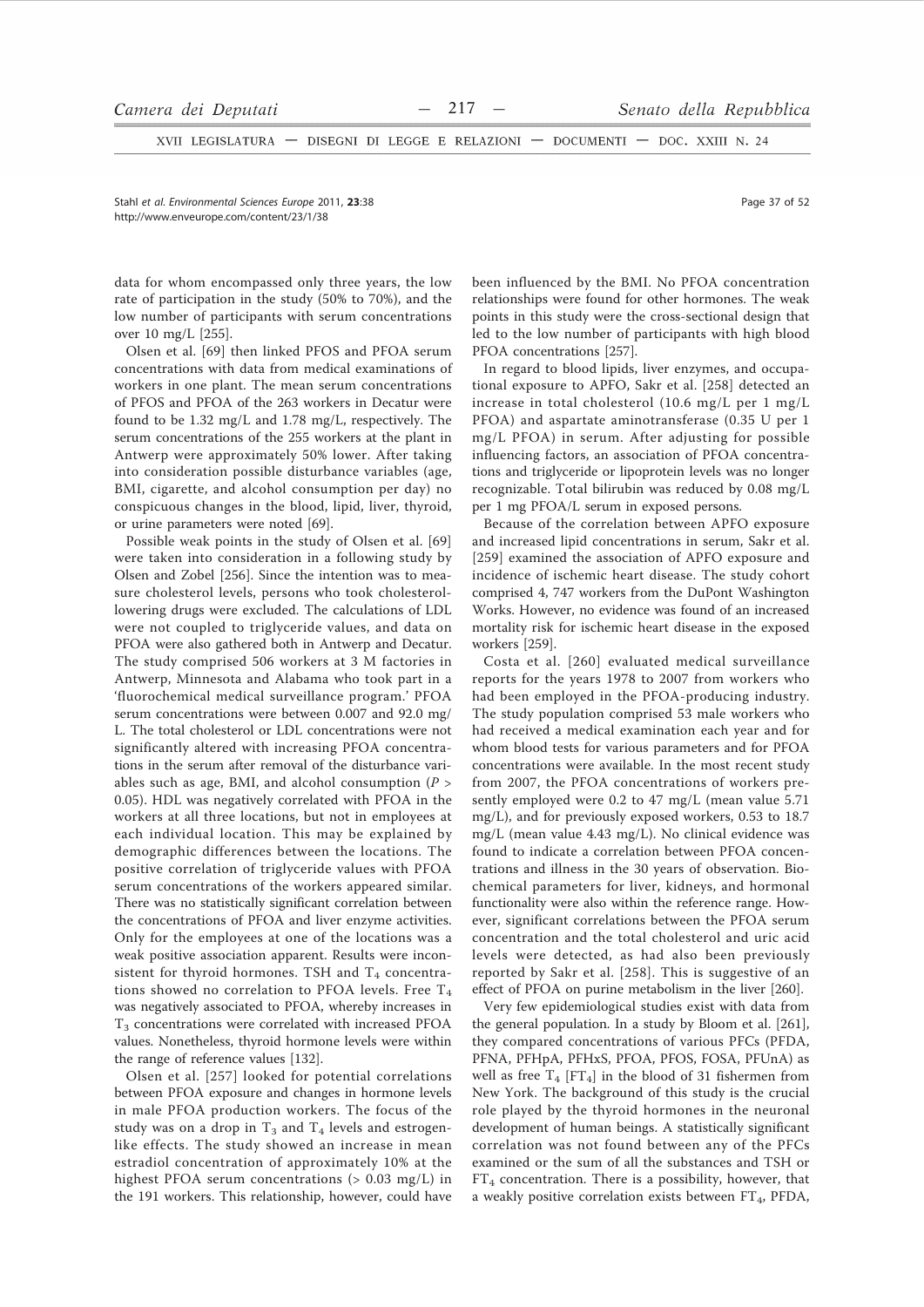data for whom encompassed only three years, the low rate of participation in the study (50% to 70%), and the low number of participants with serum concentrations over 10 mg/L [255].

Olsen et al. [69] then linked PFOS and PFOA serum concentrations with data from medical examinations of workers in one plant. The mean serum concentrations of PFOS and PFOA of the 263 workers in Decatur were found to be 1.32 mg/L and 1.78 mg/L, respectively. The serum concentrations of the 255 workers at the plant in Antwerp were approximately 50% lower. After taking into consideration possible disturbance variables (age, BMI, cigarette, and alcohol consumption per day) no conspicuous changes in the blood, lipid, liver, thyroid, or urine parameters were noted [69].

Possible weak points in the study of Olsen et al. [69] were taken into consideration in a following study by Olsen and Zobel [256]. Since the intention was to measure cholesterol levels, persons who took cholesterol-lowering drugs were excluded. The calculations of LDL were not coupled to triglyceride values, and data on PFOA were also gathered both in Antwerp and Decatur. The study comprised 506 workers at 3 M factories in Antwerp, Minnesota and Alabama who took part in a 'fluorochemical medical surveillance program.' PFOA serum concentrations were between 0.007 and 92.0 mg/L. The total cholesterol or LDL concentrations were not significantly altered with increasing PFOA concentrations in the serum after removal of the disturbance variables such as age, BMI, and alcohol consumption ($P > 0.05$). HDL was negatively correlated with PFOA in the workers at all three locations, but not in employees at each individual location. This may be explained by demographic differences between the locations. The positive correlation of triglyceride values with PFOA serum concentrations of the workers appeared similar. There was no statistically significant correlation between the concentrations of PFOA and liver enzyme activities. Only for the employees at one of the locations was a weak positive association apparent. Results were inconsistent for thyroid hormones. TSH and $T_4$ concentrations showed no correlation to PFOA levels. Free $T_4$ was negatively associated to PFOA, whereby increases in $T_3$ concentrations were correlated with increased PFOA values. Nonetheless, thyroid hormone levels were within the range of reference values [132].

Olsen et al. [257] looked for potential correlations between PFOA exposure and changes in hormone levels in male PFOA production workers. The focus of the study was on a drop in $T_3$ and $T_4$ levels and estrogen-like effects. The study showed an increase in mean estradiol concentration of approximately 10% at the highest PFOA serum concentrations (> 0.03 mg/L) in the 191 workers. This relationship, however, could have been influenced by the BMI. No PFOA concentration relationships were found for other hormones. The weak points in this study were the cross-sectional design that led to the low number of participants with high blood PFOA concentrations [257].

In regard to blood lipids, liver enzymes, and occupational exposure to APFO, Sakr et al. [258] detected an increase in total cholesterol (10.6 mg/L per 1 mg/L PFOA) and aspartate aminotransferase (0.35 U per 1 mg/L PFOA) in serum. After adjusting for possible influencing factors, an association of PFOA concentrations and triglyceride or lipoprotein levels was no longer recognizable. Total bilirubin was reduced by 0.08 mg/L per 1 mg PFOA/L serum in exposed persons.

Because of the correlation between APFO exposure and increased lipid concentrations in serum, Sakr et al. [259] examined the association of APFO exposure and incidence of ischemic heart disease. The study cohort comprised 4, 747 workers from the DuPont Washington Works. However, no evidence was found of an increased mortality risk for ischemic heart disease in the exposed workers [259].

Costa et al. [260] evaluated medical surveillance reports for the years 1978 to 2007 from workers who had been employed in the PFOA-producing industry. The study population comprised 53 male workers who had received a medical examination each year and for whom blood tests for various parameters and for PFOA concentrations were available. In the most recent study from 2007, the PFOA concentrations of workers presently employed were 0.2 to 47 mg/L (mean value 5.71 mg/L), and for previously exposed workers, 0.53 to 18.7 mg/L (mean value 4.43 mg/L). No clinical evidence was found to indicate a correlation between PFOA concentrations and illness in the 30 years of observation. Biochemical parameters for liver, kidneys, and hormonal functionality were also within the reference range. However, significant correlations between the PFOA serum concentration and the total cholesterol and uric acid levels were detected, as had also been previously reported by Sakr et al. [258]. This is suggestive of an effect of PFOA on purine metabolism in the liver [260].

Very few epidemiological studies exist with data from the general population. In a study by Bloom et al. [261], they compared concentrations of various PFCs (PFDA, PFNA, PFHpA, PFHxS, PFOA, PFOS, FOSA, PFUnA) as well as free $T_4$ [$FT_4$] in the blood of 31 fishermen from New York. The background of this study is the crucial role played by the thyroid hormones in the neuronal development of human beings. A statistically significant correlation was not found between any of the PFCs examined or the sum of all the substances and TSH or $FT_4$ concentration. There is a possibility, however, that a weakly positive correlation exists between $FT_4$, PFDA,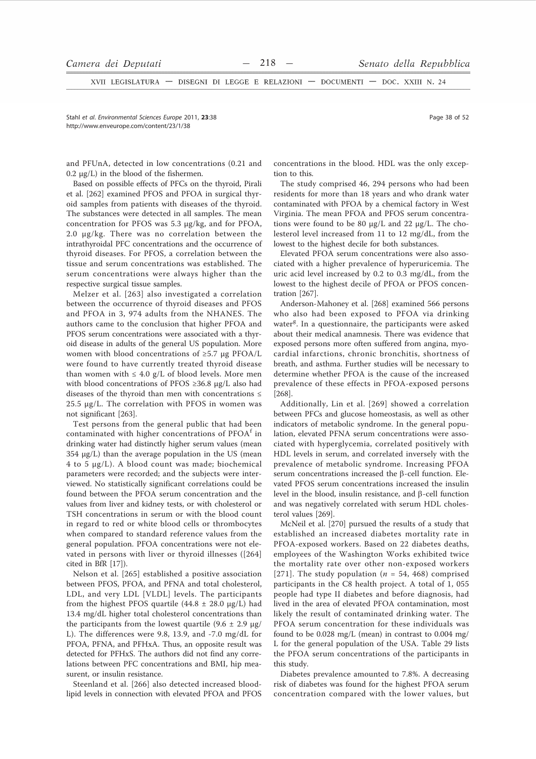and PFUnA, detected in low concentrations (0.21 and 0.2 μg/L) in the blood of the fishermen.

Based on possible effects of PFCs on the thyroid, Pirali et al. [262] examined PFOS and PFOA in surgical thyroid samples from patients with diseases of the thyroid. The substances were detected in all samples. The mean concentration for PFOS was 5.3 μg/kg, and for PFOA, 2.0 μg/kg. There was no correlation between the intrathyroidal PFC concentrations and the occurrence of thyroid diseases. For PFOS, a correlation between the tissue and serum concentrations was established. The serum concentrations were always higher than the respective surgical tissue samples.

Melzer et al. [263] also investigated a correlation between the occurrence of thyroid diseases and PFOS and PFOA in 3, 974 adults from the NHANES. The authors came to the conclusion that higher PFOA and PFOS serum concentrations were associated with a thyroid disease in adults of the general US population. More women with blood concentrations of ≥5.7 μg PFOA/L were found to have currently treated thyroid disease than women with ≤ 4.0 g/L of blood levels. More men with blood concentrations of PFOS ≥36.8 μg/L also had diseases of the thyroid than men with concentrations ≤ 25.5 μg/L. The correlation with PFOS in women was not significant [263].

Test persons from the general public that had been contaminated with higher concentrations of PFOA[f] in drinking water had distinctly higher serum values (mean 354 μg/L) than the average population in the US (mean 4 to 5 μg/L). A blood count was made; biochemical parameters were recorded; and the subjects were interviewed. No statistically significant correlations could be found between the PFOA serum concentration and the values from liver and kidney tests, or with cholesterol or TSH concentrations in serum or with the blood count in regard to red or white blood cells or thrombocytes when compared to standard reference values from the general population. PFOA concentrations were not elevated in persons with liver or thyroid illnesses ([264] cited in BfR [17]).

Nelson et al. [265] established a positive association between PFOS, PFOA, and PFNA and total cholesterol, LDL, and very LDL [VLDL] levels. The participants from the highest PFOS quartile (44.8 ± 28.0 μg/L) had 13.4 mg/dL higher total cholesterol concentrations than the participants from the lowest quartile (9.6 ± 2.9 μg/L). The differences were 9.8, 13.9, and -7.0 mg/dL for PFOA, PFNA, and PFHxA. Thus, an opposite result was detected for PFHxS. The authors did not find any correlations between PFC concentrations and BMI, hip measurent, or insulin resistance.

Steenland et al. [266] also detected increased blood-lipid levels in connection with elevated PFOA and PFOS concentrations in the blood. HDL was the only exception to this.

The study comprised 46, 294 persons who had been residents for more than 18 years and who drank water contaminated with PFOA by a chemical factory in West Virginia. The mean PFOA and PFOS serum concentrations were found to be 80 μg/L and 22 μg/L. The cholesterol level increased from 11 to 12 mg/dL, from the lowest to the highest decile for both substances.

Elevated PFOA serum concentrations were also associated with a higher prevalence of hyperuricemia. The uric acid level increased by 0.2 to 0.3 mg/dL, from the lowest to the highest decile of PFOA or PFOS concentration [267].

Anderson-Mahoney et al. [268] examined 566 persons who also had been exposed to PFOA via drinking water[g]. In a questionnaire, the participants were asked about their medical anamnesis. There was evidence that exposed persons more often suffered from angina, myocardial infarctions, chronic bronchitis, shortness of breath, and asthma. Further studies will be necessary to determine whether PFOA is the cause of the increased prevalence of these effects in PFOA-exposed persons [268].

Additionally, Lin et al. [269] showed a correlation between PFCs and glucose homeostasis, as well as other indicators of metabolic syndrome. In the general population, elevated PFNA serum concentrations were associated with hyperglycemia, correlated positively with HDL levels in serum, and correlated inversely with the prevalence of metabolic syndrome. Increasing PFOA serum concentrations increased the β-cell function. Elevated PFOS serum concentrations increased the insulin level in the blood, insulin resistance, and β-cell function and was negatively correlated with serum HDL cholesterol values [269].

McNeil et al. [270] pursued the results of a study that established an increased diabetes mortality rate in PFOA-exposed workers. Based on 22 diabetes deaths, employees of the Washington Works exhibited twice the mortality rate over other non-exposed workers [271]. The study population ($n$ = 54, 468) comprised participants in the C8 health project. A total of 1, 055 people had type II diabetes and before diagnosis, had lived in the area of elevated PFOA contamination, most likely the result of contaminated drinking water. The PFOA serum concentration for these individuals was found to be 0.028 mg/L (mean) in contrast to 0.004 mg/L for the general population of the USA. Table 29 lists the PFOA serum concentrations of the participants in this study.

Diabetes prevalence amounted to 7.8%. A decreasing risk of diabetes was found for the highest PFOA serum concentration compared with the lower values, but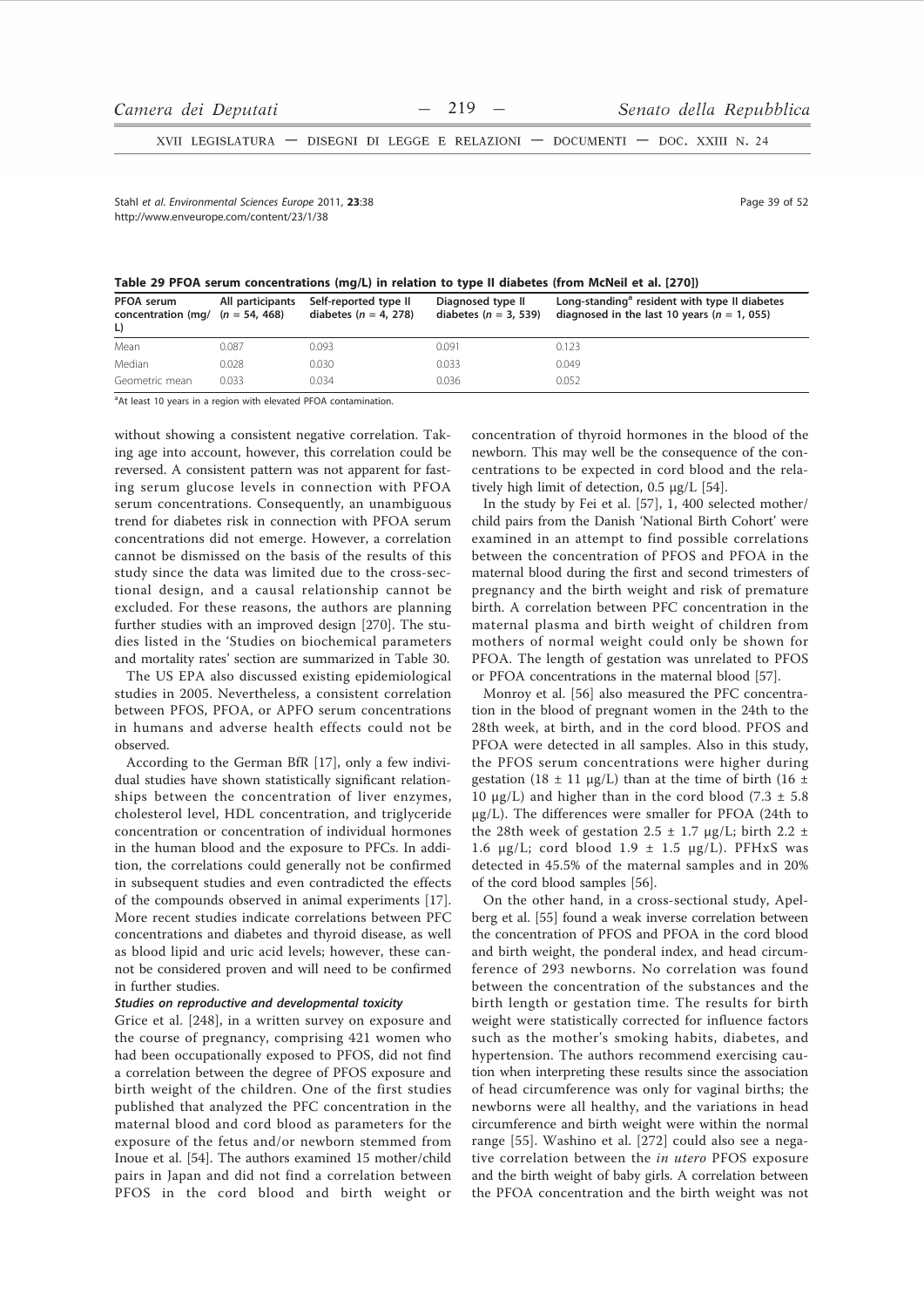**Table 29 PFOA serum concentrations (mg/L) in relation to type II diabetes (from McNeil et al. [270])**

| PFOA serum concentration (mg/L) | All participants (n = 54, 468) | Self-reported type II diabetes (n = 4, 278) | Diagnosed type II diabetes (n = 3, 539) | Long-standing[a] resident with type II diabetes diagnosed in the last 10 years (n = 1, 055) |
|---|---|---|---|---|
| Mean | 0.087 | 0.093 | 0.091 | 0.123 |
| Median | 0.028 | 0.030 | 0.033 | 0.049 |
| Geometric mean | 0.033 | 0.034 | 0.036 | 0.052 |

[a]At least 10 years in a region with elevated PFOA contamination.

without showing a consistent negative correlation. Taking age into account, however, this correlation could be reversed. A consistent pattern was not apparent for fasting serum glucose levels in connection with PFOA serum concentrations. Consequently, an unambiguous trend for diabetes risk in connection with PFOA serum concentrations did not emerge. However, a correlation cannot be dismissed on the basis of the results of this study since the data was limited due to the cross-sectional design, and a causal relationship cannot be excluded. For these reasons, the authors are planning further studies with an improved design [270]. The studies listed in the 'Studies on biochemical parameters and mortality rates' section are summarized in Table 30.

The US EPA also discussed existing epidemiological studies in 2005. Nevertheless, a consistent correlation between PFOS, PFOA, or APFO serum concentrations in humans and adverse health effects could not be observed.

According to the German BfR [17], only a few individual studies have shown statistically significant relationships between the concentration of liver enzymes, cholesterol level, HDL concentration, and triglyceride concentration or concentration of individual hormones in the human blood and the exposure to PFCs. In addition, the correlations could generally not be confirmed in subsequent studies and even contradicted the effects of the compounds observed in animal experiments [17]. More recent studies indicate correlations between PFC concentrations and diabetes and thyroid disease, as well as blood lipid and uric acid levels; however, these cannot be considered proven and will need to be confirmed in further studies.

***Studies on reproductive and developmental toxicity***

Grice et al. [248], in a written survey on exposure and the course of pregnancy, comprising 421 women who had been occupationally exposed to PFOS, did not find a correlation between the degree of PFOS exposure and birth weight of the children. One of the first studies published that analyzed the PFC concentration in the maternal blood and cord blood as parameters for the exposure of the fetus and/or newborn stemmed from Inoue et al. [54]. The authors examined 15 mother/child pairs in Japan and did not find a correlation between PFOS in the cord blood and birth weight or concentration of thyroid hormones in the blood of the newborn. This may well be the consequence of the concentrations to be expected in cord blood and the relatively high limit of detection, 0.5 μg/L [54].

In the study by Fei et al. [57], 1, 400 selected mother/child pairs from the Danish 'National Birth Cohort' were examined in an attempt to find possible correlations between the concentration of PFOS and PFOA in the maternal blood during the first and second trimesters of pregnancy and the birth weight and risk of premature birth. A correlation between PFC concentration in the maternal plasma and birth weight of children from mothers of normal weight could only be shown for PFOA. The length of gestation was unrelated to PFOS or PFOA concentrations in the maternal blood [57].

Monroy et al. [56] also measured the PFC concentration in the blood of pregnant women in the 24th to the 28th week, at birth, and in the cord blood. PFOS and PFOA were detected in all samples. Also in this study, the PFOS serum concentrations were higher during gestation (18 ± 11 μg/L) than at the time of birth (16 ± 10 μg/L) and higher than in the cord blood (7.3 ± 5.8 μg/L). The differences were smaller for PFOA (24th to the 28th week of gestation 2.5 ± 1.7 μg/L; birth 2.2 ± 1.6 μg/L; cord blood 1.9 ± 1.5 μg/L). PFHxS was detected in 45.5% of the maternal samples and in 20% of the cord blood samples [56].

On the other hand, in a cross-sectional study, Apelberg et al. [55] found a weak inverse correlation between the concentration of PFOS and PFOA in the cord blood and birth weight, the ponderal index, and head circumference of 293 newborns. No correlation was found between the concentration of the substances and the birth length or gestation time. The results for birth weight were statistically corrected for influence factors such as the mother's smoking habits, diabetes, and hypertension. The authors recommend exercising caution when interpreting these results since the association of head circumference was only for vaginal births; the newborns were all healthy, and the variations in head circumference and birth weight were within the normal range [55]. Washino et al. [272] could also see a negative correlation between the *in utero* PFOS exposure and the birth weight of baby girls. A correlation between the PFOA concentration and the birth weight was not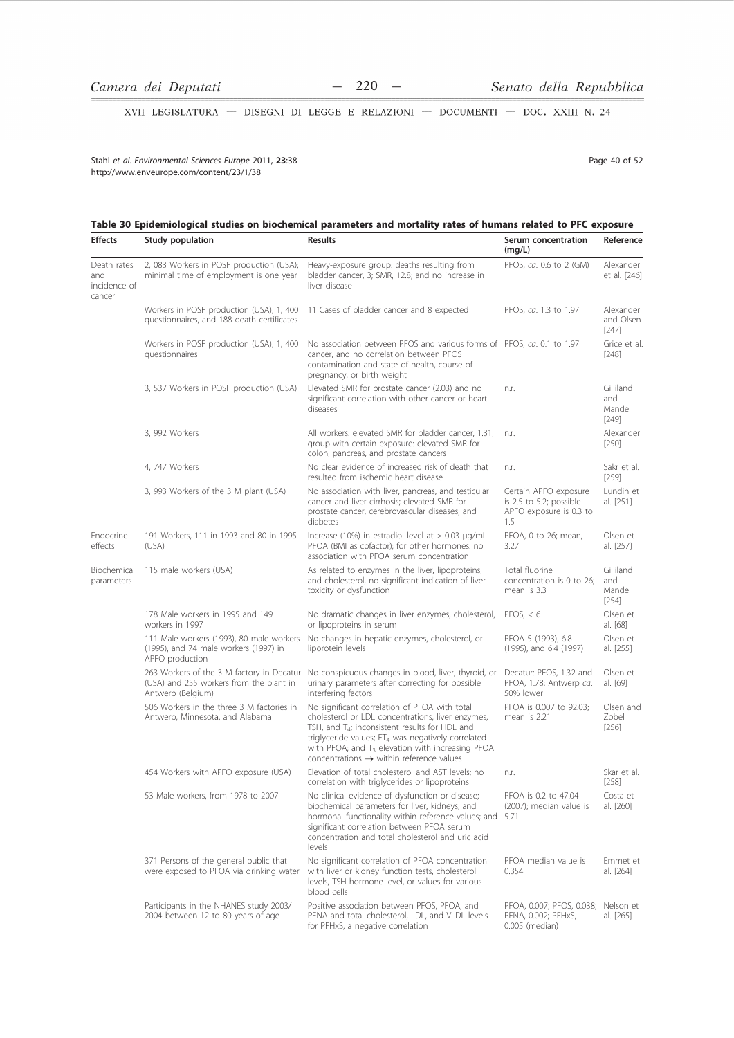**Table 30 Epidemiological studies on biochemical parameters and mortality rates of humans related to PFC exposure**

| Effects | Study population | Results | Serum concentration (mg/L) | Reference |
|---|---|---|---|---|
| Death rates and incidence of cancer | 2, 083 Workers in POSF production (USA); minimal time of employment is one year | Heavy-exposure group: deaths resulting from bladder cancer, 3; SMR, 12.8; and no increase in liver disease | PFOS, *ca.* 0.6 to 2 (GM) | Alexander et al. [246] |
| | Workers in POSF production (USA), 1, 400 questionnaires, and 188 death certificates | 11 Cases of bladder cancer and 8 expected | PFOS, *ca.* 1.3 to 1.97 | Alexander and Olsen [247] |
| | Workers in POSF production (USA); 1, 400 questionnaires | No association between PFOS and various forms of cancer, and no correlation between PFOS contamination and state of health, course of pregnancy, or birth weight | PFOS, *ca.* 0.1 to 1.97 | Grice et al. [248] |
| | 3, 537 Workers in POSF production (USA) | Elevated SMR for prostate cancer (2.03) and no significant correlation with other cancer or heart diseases | n.r. | Gilliland and Mandel [249] |
| | 3, 992 Workers | All workers: elevated SMR for bladder cancer, 1.31; group with certain exposure: elevated SMR for colon, pancreas, and prostate cancers | n.r. | Alexander [250] |
| | 4, 747 Workers | No clear evidence of increased risk of death that resulted from ischemic heart disease | n.r. | Sakr et al. [259] |
| | 3, 993 Workers of the 3 M plant (USA) | No association with liver, pancreas, and testicular cancer and liver cirrhosis; elevated SMR for prostate cancer, cerebrovascular diseases, and diabetes | Certain APFO exposure is 2.5 to 5.2; possible APFO exposure is 0.3 to 1.5 | Lundin et al. [251] |
| Endocrine effects | 191 Workers, 111 in 1993 and 80 in 1995 (USA) | Increase (10%) in estradiol level at > 0.03 µg/mL PFOA (BMI as cofactor); for other hormones: no association with PFOA serum concentration | PFOA, 0 to 26; mean, 3.27 | Olsen et al. [257] |
| Biochemical parameters | 115 male workers (USA) | As related to enzymes in the liver, lipoproteins, and cholesterol, no significant indication of liver toxicity or dysfunction | Total fluorine concentration is 0 to 26; mean is 3.3 | Gilliland and Mandel [254] |
| | 178 Male workers in 1995 and 149 workers in 1997 | No dramatic changes in liver enzymes, cholesterol, or lipoproteins in serum | PFOS, < 6 | Olsen et al. [68] |
| | 111 Male workers (1993), 80 male workers (1995), and 74 male workers (1997) in APFO-production | No changes in hepatic enzymes, cholesterol, or liporotein levels | PFOA 5 (1993), 6.8 (1995), and 6.4 (1997) | Olsen et al. [255] |
| | 263 Workers of the 3 M factory in Decatur (USA) and 255 workers from the plant in Antwerp (Belgium) | No conspicuous changes in blood, liver, thyroid, or urinary parameters after correcting for possible interfering factors | Decatur: PFOS, 1.32 and PFOA, 1.78; Antwerp *ca.* 50% lower | Olsen et al. [69] |
| | 506 Workers in the three 3 M factories in Antwerp, Minnesota, and Alabama | No significant correlation of PFOA with total cholesterol or LDL concentrations, liver enzymes, TSH, and $T_4$; inconsistent results for HDL and triglyceride values; $FT_4$ was negatively correlated with PFOA; and $T_3$ elevation with increasing PFOA concentrations → within reference values | PFOA is 0.007 to 92.03; mean is 2.21 | Olsen and Zobel [256] |
| | 454 Workers with APFO exposure (USA) | Elevation of total cholesterol and AST levels; no correlation with triglycerides or lipoproteins | n.r. | Skar et al. [258] |
| | 53 Male workers, from 1978 to 2007 | No clinical evidence of dysfunction or disease; biochemical parameters for liver, kidneys, and hormonal functionality within reference values; and significant correlation between PFOA serum concentration and total cholesterol and uric acid levels | PFOA is 0.2 to 47.04 (2007); median value is 5.71 | Costa et al. [260] |
| | 371 Persons of the general public that were exposed to PFOA via drinking water | No significant correlation of PFOA concentration with liver or kidney function tests, cholesterol levels, TSH hormone level, or values for various blood cells | PFOA median value is 0.354 | Emmet et al. [264] |
| | Participants in the NHANES study 2003/2004 between 12 to 80 years of age | Positive association between PFOS, PFOA, and PFNA and total cholesterol, LDL, and VLDL levels for PFHxS, a negative correlation | PFOA, 0.007; PFOS, 0.038; PFNA, 0.002; PFHxS, 0.005 (median) | Nelson et al. [265] |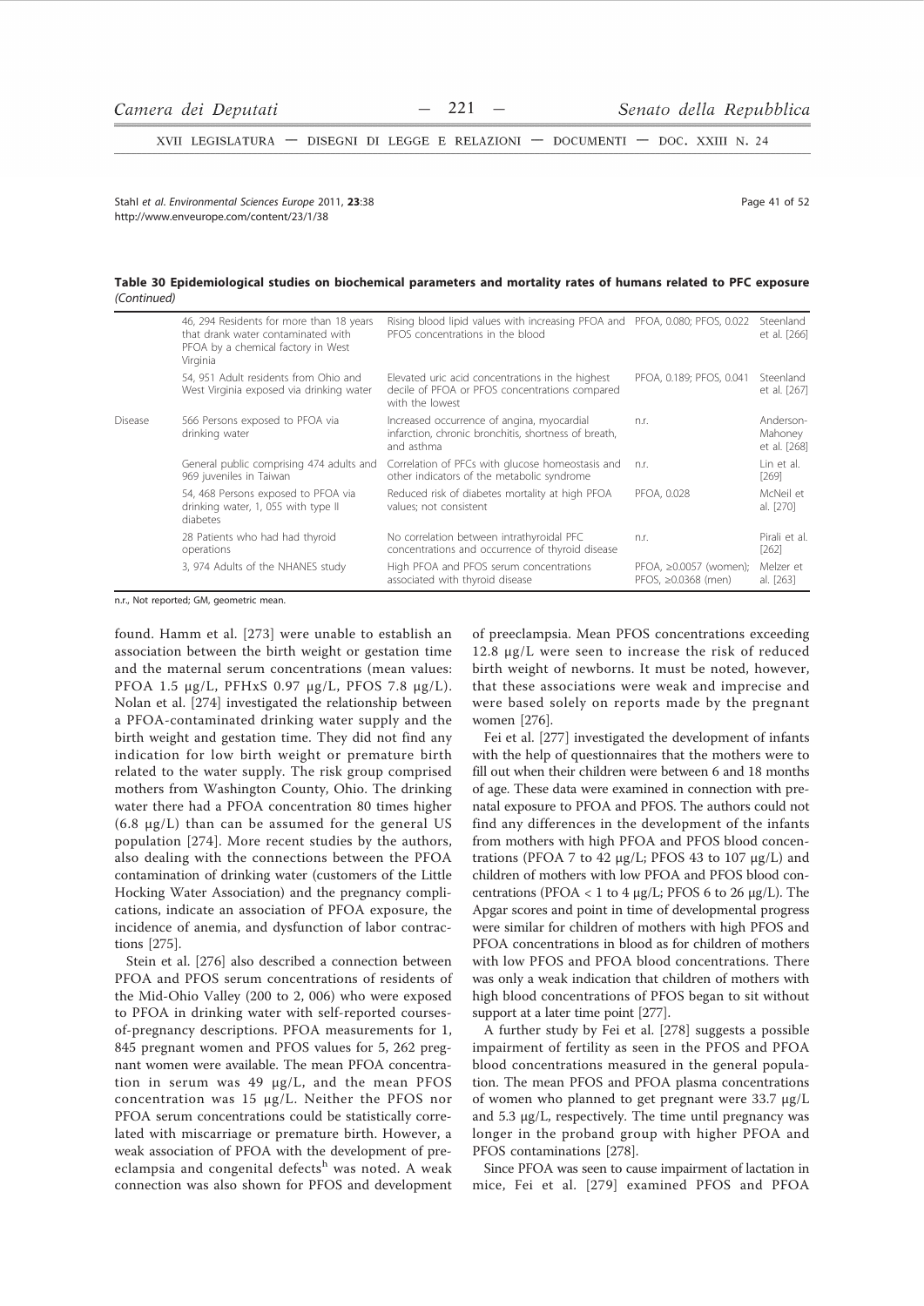**Table 30 Epidemiological studies on biochemical parameters and mortality rates of humans related to PFC exposure** *(Continued)*

| | | | | |
|---|---|---|---|---|
| | 46, 294 Residents for more than 18 years that drank water contaminated with PFOA by a chemical factory in West Virginia | Rising blood lipid values with increasing PFOA and PFOS concentrations in the blood | PFOA, 0.080; PFOS, 0.022 | Steenland et al. [266] |
| | 54, 951 Adult residents from Ohio and West Virginia exposed via drinking water | Elevated uric acid concentrations in the highest decile of PFOA or PFOS concentrations compared with the lowest | PFOA, 0.189; PFOS, 0.041 | Steenland et al. [267] |
| Disease | 566 Persons exposed to PFOA via drinking water | Increased occurrence of angina, myocardial infarction, chronic bronchitis, shortness of breath, and asthma | n.r. | Anderson-Mahoney et al. [268] |
| | General public comprising 474 adults and 969 juveniles in Taiwan | Correlation of PFCs with glucose homeostasis and other indicators of the metabolic syndrome | n.r. | Lin et al. [269] |
| | 54, 468 Persons exposed to PFOA via drinking water, 1, 055 with type II diabetes | Reduced risk of diabetes mortality at high PFOA values; not consistent | PFOA, 0.028 | McNeil et al. [270] |
| | 28 Patients who had had thyroid operations | No correlation between intrathyroidal PFC concentrations and occurrence of thyroid disease | n.r. | Pirali et al. [262] |
| | 3, 974 Adults of the NHANES study | High PFOA and PFOS serum concentrations associated with thyroid disease | PFOA, ≥0.0057 (women); PFOS, ≥0.0368 (men) | Melzer et al. [263] |

n.r., Not reported; GM, geometric mean.

found. Hamm et al. [273] were unable to establish an association between the birth weight or gestation time and the maternal serum concentrations (mean values: PFOA 1.5 μg/L, PFHxS 0.97 μg/L, PFOS 7.8 μg/L). Nolan et al. [274] investigated the relationship between a PFOA-contaminated drinking water supply and the birth weight and gestation time. They did not find any indication for low birth weight or premature birth related to the water supply. The risk group comprised mothers from Washington County, Ohio. The drinking water there had a PFOA concentration 80 times higher (6.8 μg/L) than can be assumed for the general US population [274]. More recent studies by the authors, also dealing with the connections between the PFOA contamination of drinking water (customers of the Little Hocking Water Association) and the pregnancy complications, indicate an association of PFOA exposure, the incidence of anemia, and dysfunction of labor contractions [275].

Stein et al. [276] also described a connection between PFOA and PFOS serum concentrations of residents of the Mid-Ohio Valley (200 to 2, 006) who were exposed to PFOA in drinking water with self-reported courses-of-pregnancy descriptions. PFOA measurements for 1, 845 pregnant women and PFOS values for 5, 262 pregnant women were available. The mean PFOA concentration in serum was 49 μg/L, and the mean PFOS concentration was 15 μg/L. Neither the PFOS nor PFOA serum concentrations could be statistically correlated with miscarriage or premature birth. However, a weak association of PFOA with the development of preeclampsia and congenital defects[h] was noted. A weak connection was also shown for PFOS and development of preeclampsia. Mean PFOS concentrations exceeding 12.8 μg/L were seen to increase the risk of reduced birth weight of newborns. It must be noted, however, that these associations were weak and imprecise and were based solely on reports made by the pregnant women [276].

Fei et al. [277] investigated the development of infants with the help of questionnaires that the mothers were to fill out when their children were between 6 and 18 months of age. These data were examined in connection with prenatal exposure to PFOA and PFOS. The authors could not find any differences in the development of the infants from mothers with high PFOA and PFOS blood concentrations (PFOA 7 to 42 μg/L; PFOS 43 to 107 μg/L) and children of mothers with low PFOA and PFOS blood concentrations (PFOA < 1 to 4 μg/L; PFOS 6 to 26 μg/L). The Apgar scores and point in time of developmental progress were similar for children of mothers with high PFOS and PFOA concentrations in blood as for children of mothers with low PFOS and PFOA blood concentrations. There was only a weak indication that children of mothers with high blood concentrations of PFOS began to sit without support at a later time point [277].

A further study by Fei et al. [278] suggests a possible impairment of fertility as seen in the PFOS and PFOA blood concentrations measured in the general population. The mean PFOS and PFOA plasma concentrations of women who planned to get pregnant were 33.7 μg/L and 5.3 μg/L, respectively. The time until pregnancy was longer in the proband group with higher PFOA and PFOS contaminations [278].

Since PFOA was seen to cause impairment of lactation in mice, Fei et al. [279] examined PFOS and PFOA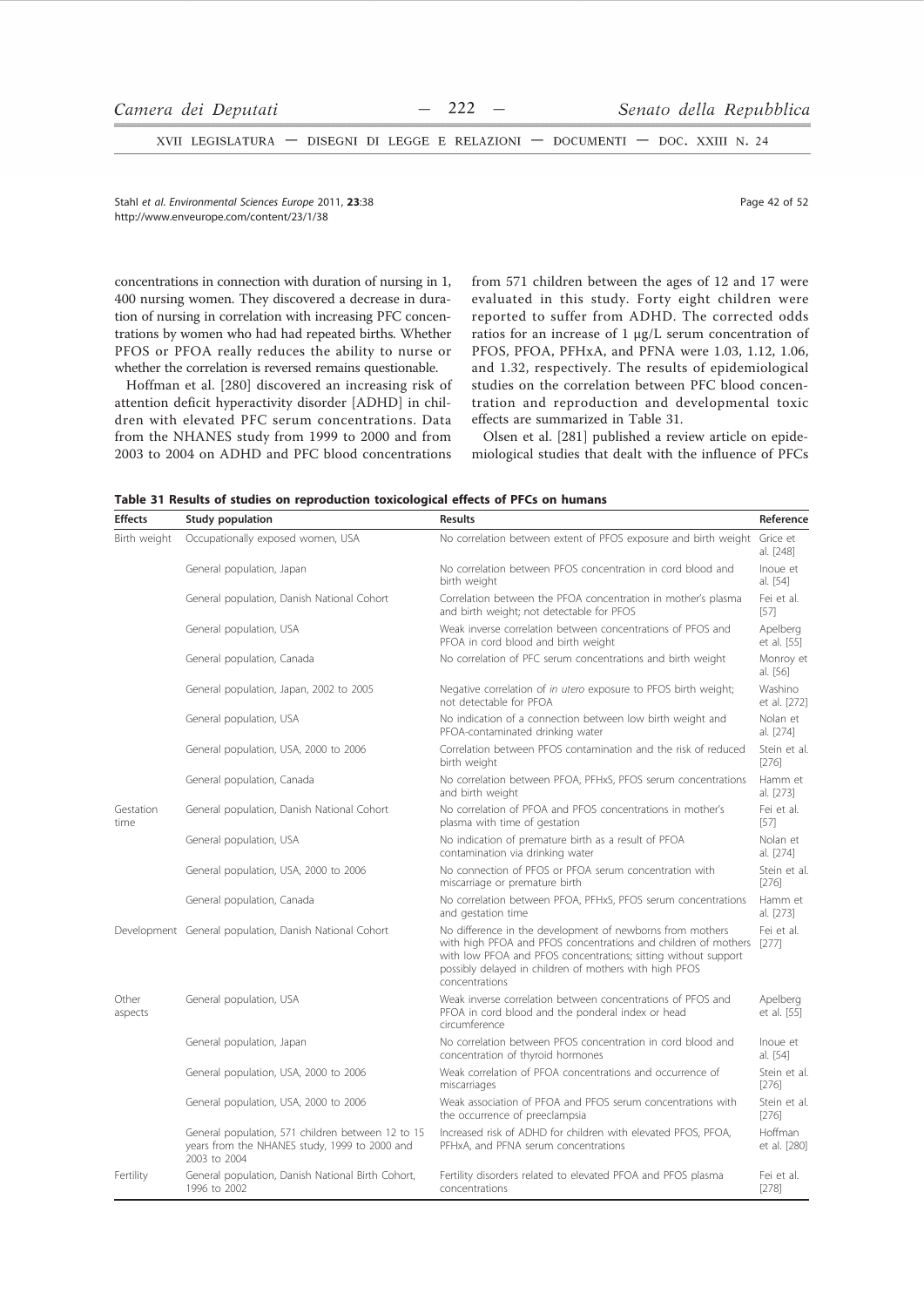concentrations in connection with duration of nursing in 1,400 nursing women. They discovered a decrease in duration of nursing in correlation with increasing PFC concentrations by women who had had repeated births. Whether PFOS or PFOA really reduces the ability to nurse or whether the correlation is reversed remains questionable.

Hoffman et al. [280] discovered an increasing risk of attention deficit hyperactivity disorder [ADHD] in children with elevated PFC serum concentrations. Data from the NHANES study from 1999 to 2000 and from 2003 to 2004 on ADHD and PFC blood concentrations from 571 children between the ages of 12 and 17 were evaluated in this study. Forty eight children were reported to suffer from ADHD. The corrected odds ratios for an increase of 1 µg/L serum concentration of PFOS, PFOA, PFHxA, and PFNA were 1.03, 1.12, 1.06, and 1.32, respectively. The results of epidemiological studies on the correlation between PFC blood concentration and reproduction and developmental toxic effects are summarized in Table 31.

Olsen et al. [281] published a review article on epidemiological studies that dealt with the influence of PFCs

**Table 31 Results of studies on reproduction toxicological effects of PFCs on humans**

| Effects | Study population | Results | Reference |
|---|---|---|---|
| Birth weight | Occupationally exposed women, USA | No correlation between extent of PFOS exposure and birth weight | Grice et al. [248] |
| | General population, Japan | No correlation between PFOS concentration in cord blood and birth weight | Inoue et al. [54] |
| | General population, Danish National Cohort | Correlation between the PFOA concentration in mother's plasma and birth weight; not detectable for PFOS | Fei et al. [57] |
| | General population, USA | Weak inverse correlation between concentrations of PFOS and PFOA in cord blood and birth weight | Apelberg et al. [55] |
| | General population, Canada | No correlation of PFC serum concentrations and birth weight | Monroy et al. [56] |
| | General population, Japan, 2002 to 2005 | Negative correlation of *in utero* exposure to PFOS birth weight; not detectable for PFOA | Washino et al. [272] |
| | General population, USA | No indication of a connection between low birth weight and PFOA-contaminated drinking water | Nolan et al. [274] |
| | General population, USA, 2000 to 2006 | Correlation between PFOS contamination and the risk of reduced birth weight | Stein et al. [276] |
| | General population, Canada | No correlation between PFOA, PFHxS, PFOS serum concentrations and birth weight | Hamm et al. [273] |
| Gestation time | General population, Danish National Cohort | No correlation of PFOA and PFOS concentrations in mother's plasma with time of gestation | Fei et al. [57] |
| | General population, USA | No indication of premature birth as a result of PFOA contamination via drinking water | Nolan et al. [274] |
| | General population, USA, 2000 to 2006 | No connection of PFOS or PFOA serum concentration with miscarriage or premature birth | Stein et al. [276] |
| | General population, Canada | No correlation between PFOA, PFHxS, PFOS serum concentrations and gestation time | Hamm et al. [273] |
| Development | General population, Danish National Cohort | No difference in the development of newborns from mothers with high PFOA and PFOS concentrations and children of mothers with low PFOA and PFOS concentrations; sitting without support possibly delayed in children of mothers with high PFOS concentrations | Fei et al. [277] |
| Other aspects | General population, USA | Weak inverse correlation between concentrations of PFOS and PFOA in cord blood and the ponderal index or head circumference | Apelberg et al. [55] |
| | General population, Japan | No correlation between PFOS concentration in cord blood and concentration of thyroid hormones | Inoue et al. [54] |
| | General population, USA, 2000 to 2006 | Weak correlation of PFOA concentrations and occurrence of miscarriages | Stein et al. [276] |
| | General population, USA, 2000 to 2006 | Weak association of PFOA and PFOS serum concentrations with the occurrence of preeclampsia | Stein et al. [276] |
| | General population, 571 children between 12 to 15 years from the NHANES study, 1999 to 2000 and 2003 to 2004 | Increased risk of ADHD for children with elevated PFOS, PFOA, PFHxA, and PFNA serum concentrations | Hoffman et al. [280] |
| Fertility | General population, Danish National Birth Cohort, 1996 to 2002 | Fertility disorders related to elevated PFOA and PFOS plasma concentrations | Fei et al. [278] |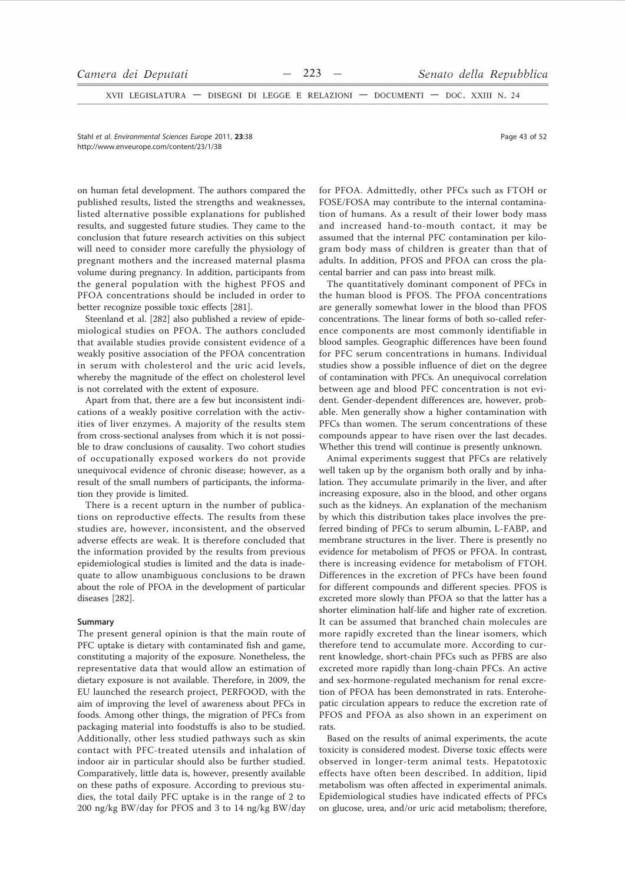on human fetal development. The authors compared the published results, listed the strengths and weaknesses, listed alternative possible explanations for published results, and suggested future studies. They came to the conclusion that future research activities on this subject will need to consider more carefully the physiology of pregnant mothers and the increased maternal plasma volume during pregnancy. In addition, participants from the general population with the highest PFOS and PFOA concentrations should be included in order to better recognize possible toxic effects [281].

Steenland et al. [282] also published a review of epidemiological studies on PFOA. The authors concluded that available studies provide consistent evidence of a weakly positive association of the PFOA concentration in serum with cholesterol and the uric acid levels, whereby the magnitude of the effect on cholesterol level is not correlated with the extent of exposure.

Apart from that, there are a few but inconsistent indications of a weakly positive correlation with the activities of liver enzymes. A majority of the results stem from cross-sectional analyses from which it is not possible to draw conclusions of causality. Two cohort studies of occupationally exposed workers do not provide unequivocal evidence of chronic disease; however, as a result of the small numbers of participants, the information they provide is limited.

There is a recent upturn in the number of publications on reproductive effects. The results from these studies are, however, inconsistent, and the observed adverse effects are weak. It is therefore concluded that the information provided by the results from previous epidemiological studies is limited and the data is inadequate to allow unambiguous conclusions to be drawn about the role of PFOA in the development of particular diseases [282].

#### Summary

The present general opinion is that the main route of PFC uptake is dietary with contaminated fish and game, constituting a majority of the exposure. Nonetheless, the representative data that would allow an estimation of dietary exposure is not available. Therefore, in 2009, the EU launched the research project, PERFOOD, with the aim of improving the level of awareness about PFCs in foods. Among other things, the migration of PFCs from packaging material into foodstuffs is also to be studied. Additionally, other less studied pathways such as skin contact with PFC-treated utensils and inhalation of indoor air in particular should also be further studied. Comparatively, little data is, however, presently available on these paths of exposure. According to previous studies, the total daily PFC uptake is in the range of 2 to 200 ng/kg BW/day for PFOS and 3 to 14 ng/kg BW/day for PFOA. Admittedly, other PFCs such as FTOH or FOSE/FOSA may contribute to the internal contamination of humans. As a result of their lower body mass and increased hand-to-mouth contact, it may be assumed that the internal PFC contamination per kilogram body mass of children is greater than that of adults. In addition, PFOS and PFOA can cross the placental barrier and can pass into breast milk.

The quantitatively dominant component of PFCs in the human blood is PFOS. The PFOA concentrations are generally somewhat lower in the blood than PFOS concentrations. The linear forms of both so-called reference components are most commonly identifiable in blood samples. Geographic differences have been found for PFC serum concentrations in humans. Individual studies show a possible influence of diet on the degree of contamination with PFCs. An unequivocal correlation between age and blood PFC concentration is not evident. Gender-dependent differences are, however, probable. Men generally show a higher contamination with PFCs than women. The serum concentrations of these compounds appear to have risen over the last decades. Whether this trend will continue is presently unknown.

Animal experiments suggest that PFCs are relatively well taken up by the organism both orally and by inhalation. They accumulate primarily in the liver, and after increasing exposure, also in the blood, and other organs such as the kidneys. An explanation of the mechanism by which this distribution takes place involves the preferred binding of PFCs to serum albumin, L-FABP, and membrane structures in the liver. There is presently no evidence for metabolism of PFOS or PFOA. In contrast, there is increasing evidence for metabolism of FTOH. Differences in the excretion of PFCs have been found for different compounds and different species. PFOS is excreted more slowly than PFOA so that the latter has a shorter elimination half-life and higher rate of excretion. It can be assumed that branched chain molecules are more rapidly excreted than the linear isomers, which therefore tend to accumulate more. According to current knowledge, short-chain PFCs such as PFBS are also excreted more rapidly than long-chain PFCs. An active and sex-hormone-regulated mechanism for renal excretion of PFOA has been demonstrated in rats. Enterohepatic circulation appears to reduce the excretion rate of PFOS and PFOA as also shown in an experiment on rats.

Based on the results of animal experiments, the acute toxicity is considered modest. Diverse toxic effects were observed in longer-term animal tests. Hepatotoxic effects have often been described. In addition, lipid metabolism was often affected in experimental animals. Epidemiological studies have indicated effects of PFCs on glucose, urea, and/or uric acid metabolism; therefore,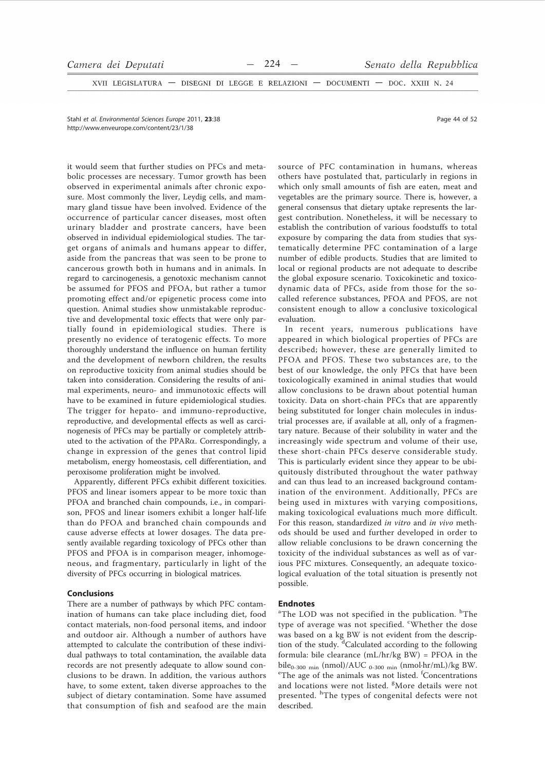it would seem that further studies on PFCs and metabolic processes are necessary. Tumor growth has been observed in experimental animals after chronic exposure. Most commonly the liver, Leydig cells, and mammary gland tissue have been involved. Evidence of the occurrence of particular cancer diseases, most often urinary bladder and prostrate cancers, have been observed in individual epidemiological studies. The target organs of animals and humans appear to differ, aside from the pancreas that was seen to be prone to cancerous growth both in humans and in animals. In regard to carcinogenesis, a genotoxic mechanism cannot be assumed for PFOS and PFOA, but rather a tumor promoting effect and/or epigenetic process come into question. Animal studies show unmistakable reproductive and developmental toxic effects that were only partially found in epidemiological studies. There is presently no evidence of teratogenic effects. To more thoroughly understand the influence on human fertility and the development of newborn children, the results on reproductive toxicity from animal studies should be taken into consideration. Considering the results of animal experiments, neuro- and immunotoxic effects will have to be examined in future epidemiological studies. The trigger for hepato- and immuno-reproductive, reproductive, and developmental effects as well as carcinogenesis of PFCs may be partially or completely attributed to the activation of the PPAR$\alpha$. Correspondingly, a change in expression of the genes that control lipid metabolism, energy homeostasis, cell differentiation, and peroxisome proliferation might be involved.

Apparently, different PFCs exhibit different toxicities. PFOS and linear isomers appear to be more toxic than PFOA and branched chain compounds, i.e., in comparison, PFOS and linear isomers exhibit a longer half-life than do PFOA and branched chain compounds and cause adverse effects at lower dosages. The data presently available regarding toxicology of PFCs other than PFOS and PFOA is in comparison meager, inhomogeneous, and fragmentary, particularly in light of the diversity of PFCs occurring in biological matrices.

## Conclusions

There are a number of pathways by which PFC contamination of humans can take place including diet, food contact materials, non-food personal items, and indoor and outdoor air. Although a number of authors have attempted to calculate the contribution of these individual pathways to total contamination, the available data records are not presently adequate to allow sound conclusions to be drawn. In addition, the various authors have, to some extent, taken diverse approaches to the subject of dietary contamination. Some have assumed that consumption of fish and seafood are the main source of PFC contamination in humans, whereas others have postulated that, particularly in regions in which only small amounts of fish are eaten, meat and vegetables are the primary source. There is, however, a general consensus that dietary uptake represents the largest contribution. Nonetheless, it will be necessary to establish the contribution of various foodstuffs to total exposure by comparing the data from studies that systematically determine PFC contamination of a large number of edible products. Studies that are limited to local or regional products are not adequate to describe the global exposure scenario. Toxicokinetic and toxicodynamic data of PFCs, aside from those for the so-called reference substances, PFOA and PFOS, are not consistent enough to allow a conclusive toxicological evaluation.

In recent years, numerous publications have appeared in which biological properties of PFCs are described; however, these are generally limited to PFOA and PFOS. These two substances are, to the best of our knowledge, the only PFCs that have been toxicologically examined in animal studies that would allow conclusions to be drawn about potential human toxicity. Data on short-chain PFCs that are apparently being substituted for longer chain molecules in industrial processes are, if available at all, only of a fragmentary nature. Because of their solubility in water and the increasingly wide spectrum and volume of their use, these short-chain PFCs deserve considerable study. This is particularly evident since they appear to be ubiquitously distributed throughout the water pathway and can thus lead to an increased background contamination of the environment. Additionally, PFCs are being used in mixtures with varying compositions, making toxicological evaluations much more difficult. For this reason, standardized *in vitro* and *in vivo* methods should be used and further developed in order to allow reliable conclusions to be drawn concerning the toxicity of the individual substances as well as of various PFC mixtures. Consequently, an adequate toxicological evaluation of the total situation is presently not possible.

## Endnotes

[a]The LOD was not specified in the publication. [b]The type of average was not specified. [c]Whether the dose was based on a kg BW is not evident from the description of the study. [d]Calculated according to the following formula: bile clearance (mL/hr/kg BW) = PFOA in the $\text{bile}_{0\text{-}300\ \text{min}}$ (nmol)/$\text{AUC}_{0\text{-}300\ \text{min}}$ (nmol·hr/mL)/kg BW. [e]The age of the animals was not listed. [f]Concentrations and locations were not listed. [g]More details were not presented. [h]The types of congenital defects were not described.